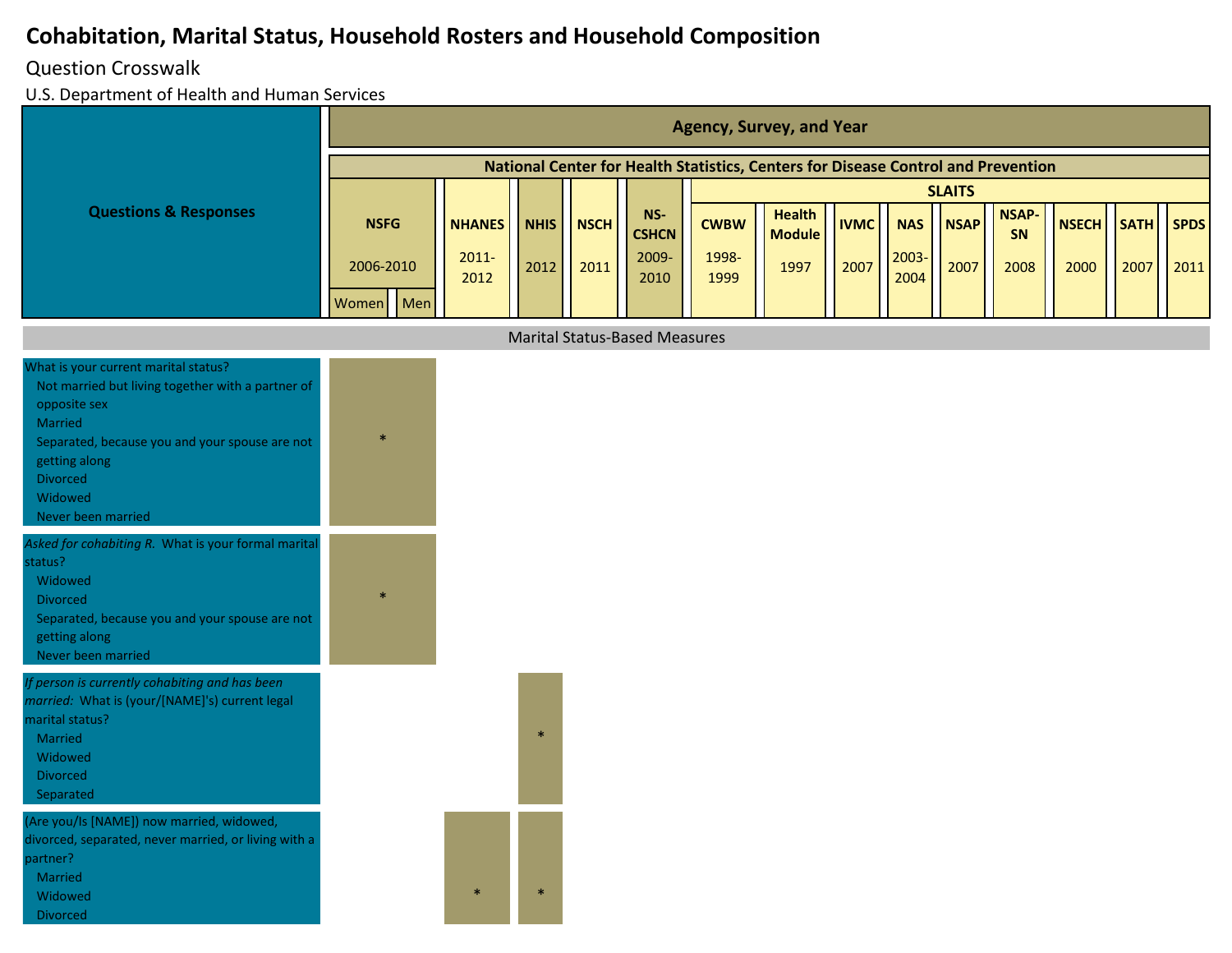# Cohabitation, Marital Status, Household Rosters and Household Composition

Question Crosswalk

U.S. Department of Health and Human Services

| Questions & Responses | Agency, Survey, and Year | | | | | | | | | | | | | | | |
|---|---|---|---|---|---|---|---|---|---|---|---|---|---|---|---|---|
| | National Center for Health Statistics, Centers for Disease Control and Prevention | | | | | | | | | | | | | | | |
| | NSFG 2006-2010 | | NHANES 2011-2012 | NHIS 2012 | NSCH 2011 | NS-CSHCN 2009-2010 | SLAITS | | | | | | | | | |
| | Women | Men | | | | | CWBW 1998-1999 | Health Module 1997 | IVMC 2007 | NAS 2003-2004 | NSAP 2007 | NSAP-SN 2008 | NSECH 2000 | SATH 2007 | SPDS 2011 |
| **Marital Status-Based Measures** | | | | | | | | | | | | | | | | |
| What is your current marital status?<br>Not married but living together with a partner of opposite sex<br>Married<br>Separated, because you and your spouse are not getting along<br>Divorced<br>Widowed<br>Never been married | * | | | | | | | | | | | | | | | |
| *Asked for cohabiting R.* What is your formal marital status?<br>Widowed<br>Divorced<br>Separated, because you and your spouse are not getting along<br>Never been married | * | | | | | | | | | | | | | | | |
| *If person is currently cohabiting and has been married:* What is (your/[NAME]'s) current legal marital status?<br>Married<br>Widowed<br>Divorced<br>Separated | | | | * | | | | | | | | | | | | |
| (Are you/Is [NAME]) now married, widowed, divorced, separated, never married, or living with a partner?<br>Married<br>Widowed<br>Divorced | | | * | * | | | | | | | | | | | | |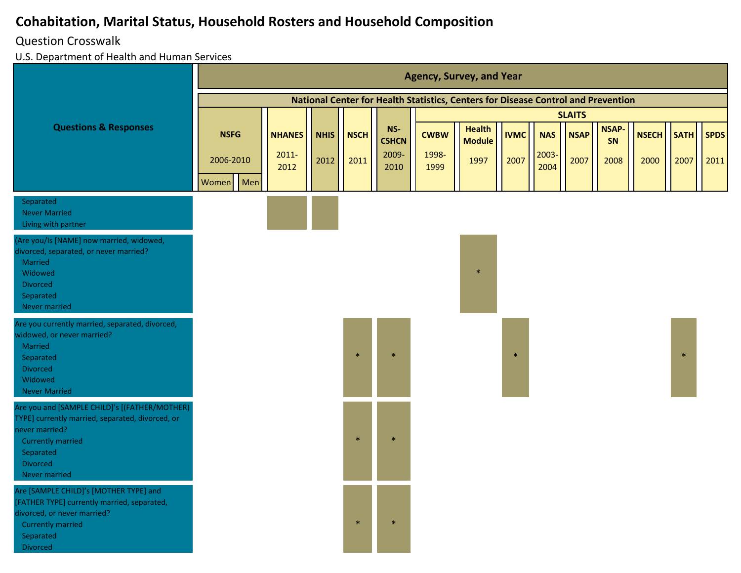# Cohabitation, Marital Status, Household Rosters and Household Composition

Question Crosswalk

U.S. Department of Health and Human Services

| Questions & Responses | NSFG 2006-2010 Women | NSFG 2006-2010 Men | NHANES 2011-2012 | NHIS 2012 | NSCH 2011 | NS-CSHCN 2009-2010 | SLAITS CWBW 1998-1999 | SLAITS Health Module 1997 | SLAITS IVMC 2007 | SLAITS NAS 2003-2004 | SLAITS NSAP 2007 | SLAITS NSAP-SN 2008 | SLAITS NSECH 2000 | SLAITS SATH 2007 | SLAITS SPDS 2011 |
|---|---|---|---|---|---|---|---|---|---|---|---|---|---|---|---|
| Agency, Survey, and Year: National Center for Health Statistics, Centers for Disease Control and Prevention | | | | | | | | | | | | | | | |
| Separated<br>Never Married<br>Living with partner | | | ■ | ■ | | | | | | | | | | | |
| (Are you/Is [NAME] now married, widowed, divorced, separated, or never married?<br>Married<br>Widowed<br>Divorced<br>Separated<br>Never married | | | | | | | | * | | | | | | | |
| Are you currently married, separated, divorced, widowed, or never married?<br>Married<br>Separated<br>Divorced<br>Widowed<br>Never Married | | | | | * | * | | | * | | | | | * | |
| Are you and [SAMPLE CHILD]'s [(FATHER/MOTHER) TYPE] currently married, separated, divorced, or never married?<br>Currently married<br>Separated<br>Divorced<br>Never married | | | | | * | * | | | | | | | | | |
| Are [SAMPLE CHILD]'s [MOTHER TYPE] and [FATHER TYPE] currently married, separated, divorced, or never married?<br>Currently married<br>Separated<br>Divorced | | | | | * | * | | | | | | | | | |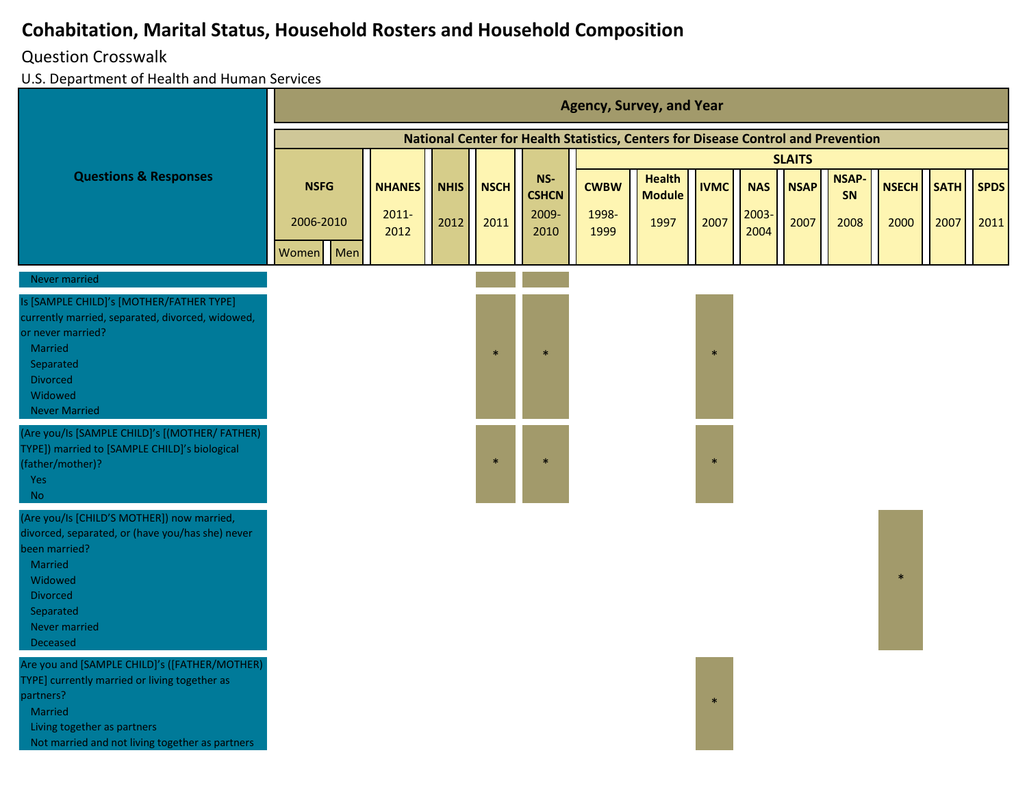# Cohabitation, Marital Status, Household Rosters and Household Composition

Question Crosswalk

U.S. Department of Health and Human Services

| Questions & Responses | NSFG 2006-2010 Women | NSFG 2006-2010 Men | NHANES 2011-2012 | NHIS 2012 | NSCH 2011 | NS-CSHCN 2009-2010 | SLAITS CWBW 1998-1999 | SLAITS Health Module 1997 | SLAITS IVMC 2007 | SLAITS NAS 2003-2004 | SLAITS NSAP 2007 | SLAITS NSAP-SN 2008 | SLAITS NSECH 2000 | SLAITS SATH 2007 | SLAITS SPDS 2011 |
|---|---|---|---|---|---|---|---|---|---|---|---|---|---|---|---|
| Never married | | | | | | | | | | | | | | | |
| Is [SAMPLE CHILD]'s [MOTHER/FATHER TYPE] currently married, separated, divorced, widowed, or never married?<br>Married<br>Separated<br>Divorced<br>Widowed<br>Never Married | | | | | * | * | | | * | | | | | | |
| (Are you/Is [SAMPLE CHILD]'s [(MOTHER/ FATHER) TYPE]) married to [SAMPLE CHILD]'s biological (father/mother)?<br>Yes<br>No | | | | | * | * | | | * | | | | | | |
| (Are you/Is [CHILD'S MOTHER]) now married, divorced, separated, or (have you/has she) never been married?<br>Married<br>Widowed<br>Divorced<br>Separated<br>Never married<br>Deceased | | | | | | | | | | | | | * | | |
| Are you and [SAMPLE CHILD]'s ([FATHER/MOTHER) TYPE] currently married or living together as partners?<br>Married<br>Living together as partners<br>Not married and not living together as partners | | | | | | | | | * | | | | | | |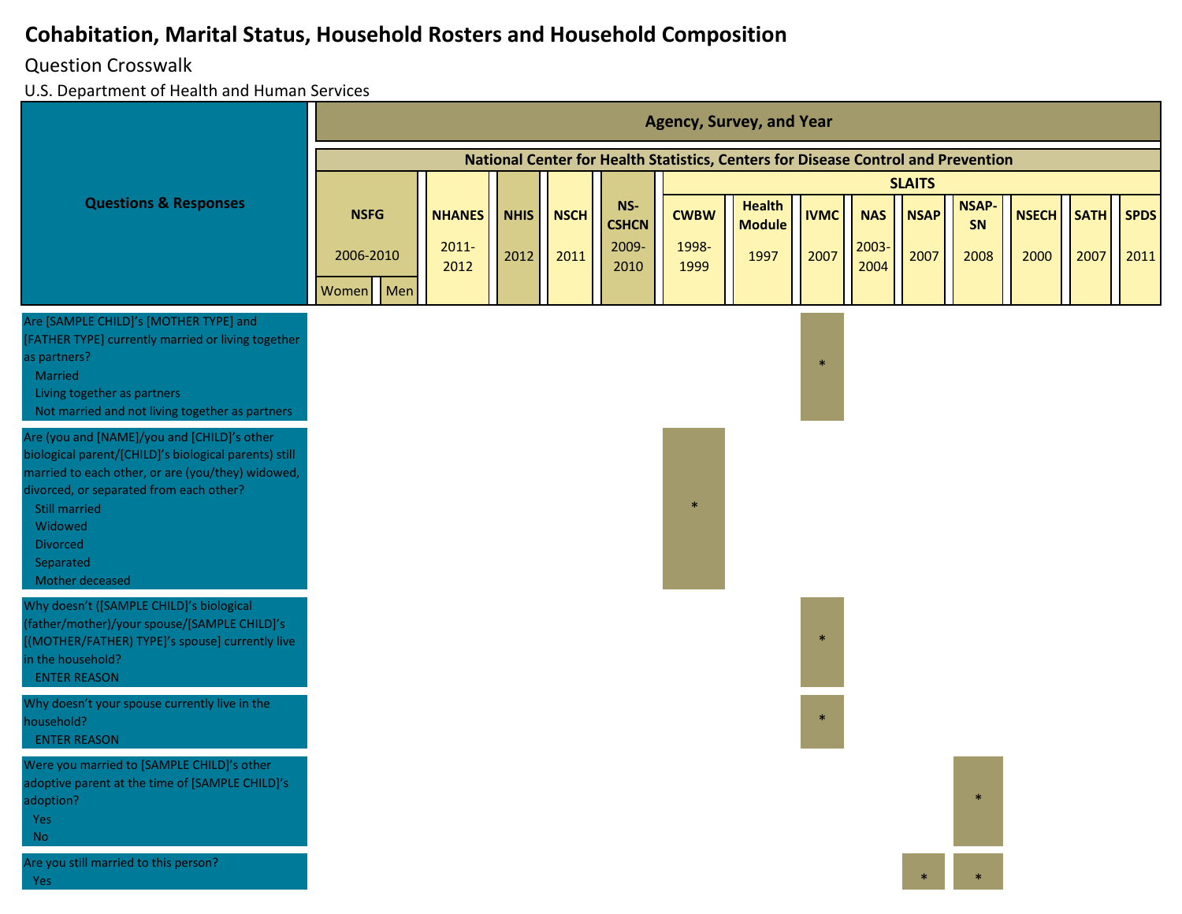# Cohabitation, Marital Status, Household Rosters and Household Composition

Question Crosswalk

U.S. Department of Health and Human Services

| Questions & Responses | NSFG 2006-2010 Women | NSFG 2006-2010 Men | NHANES 2011-2012 | NHIS 2012 | NSCH 2011 | NS-CSHCN 2009-2010 | CWBW 1998-1999 | Health Module 1997 | IVMC 2007 | NAS 2003-2004 | NSAP 2007 | NSAP-SN 2008 | NSECH 2000 | SATH 2007 | SPDS 2011 |
|---|---|---|---|---|---|---|---|---|---|---|---|---|---|---|---|
| Are [SAMPLE CHILD]'s [MOTHER TYPE] and [FATHER TYPE] currently married or living together as partners?<br>Married<br>Living together as partners<br>Not married and not living together as partners | | | | | | | | | * | | | | | | |
| Are (you and [NAME]/you and [CHILD]'s other biological parent/[CHILD]'s biological parents) still married to each other, or are (you/they) widowed, divorced, or separated from each other?<br>Still married<br>Widowed<br>Divorced<br>Separated<br>Mother deceased | | | | | | | * | | | | | | | | |
| Why doesn't ([SAMPLE CHILD]'s biological (father/mother)/your spouse/[SAMPLE CHILD]'s [(MOTHER/FATHER) TYPE]'s spouse] currently live in the household?<br>ENTER REASON | | | | | | | | | * | | | | | | |
| Why doesn't your spouse currently live in the household?<br>ENTER REASON | | | | | | | | | * | | | | | | |
| Were you married to [SAMPLE CHILD]'s other adoptive parent at the time of [SAMPLE CHILD]'s adoption?<br>Yes<br>No | | | | | | | | | | | | * | | | |
| Are you still married to this person?<br>Yes | | | | | | | | | | | * | * | | | |

Agency, Survey, and Year: National Center for Health Statistics, Centers for Disease Control and Prevention. CWBW, Health Module, IVMC, NAS, NSAP, NSAP-SN, NSECH, SATH, and SPDS are SLAITS surveys.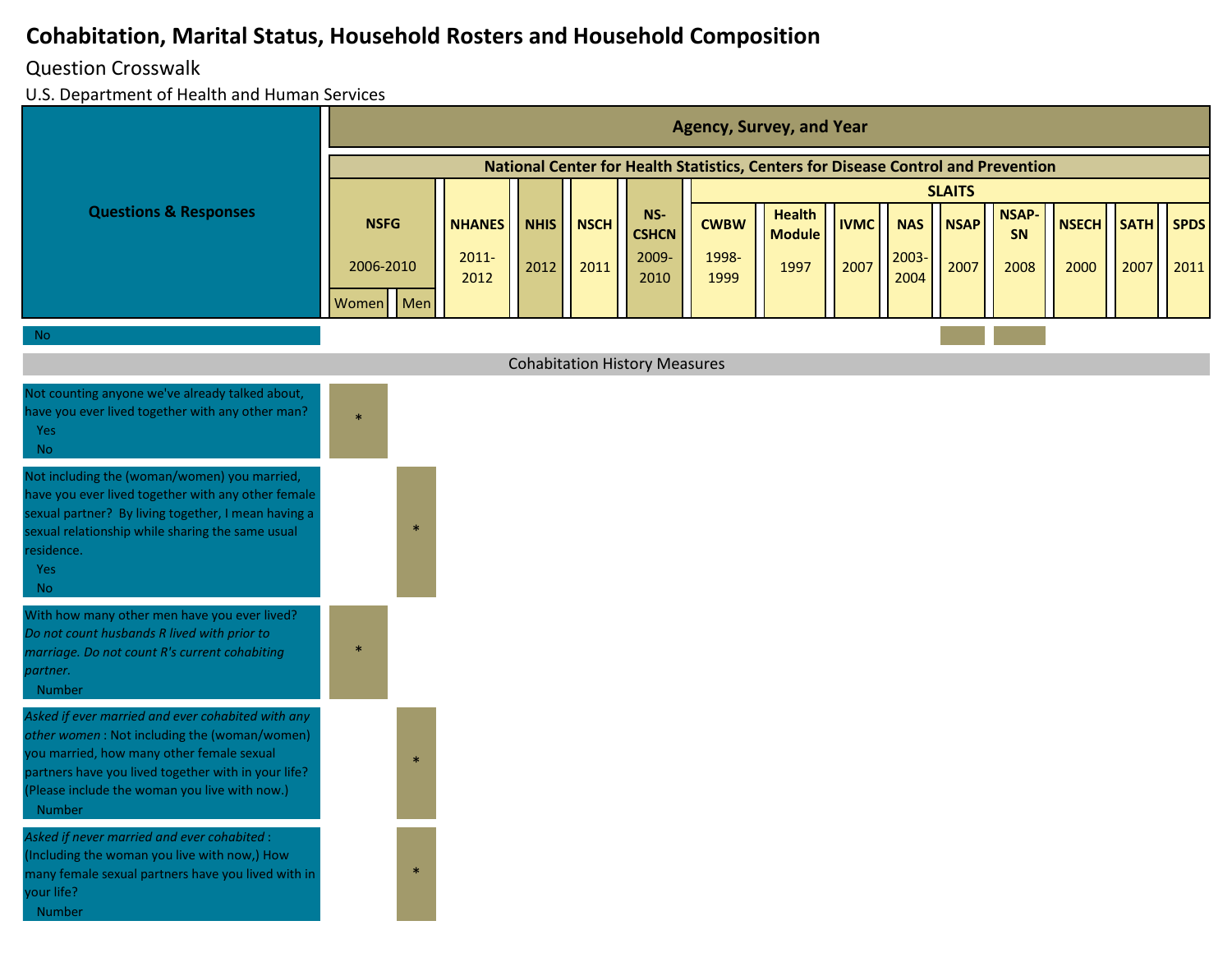# Cohabitation, Marital Status, Household Rosters and Household Composition

Question Crosswalk

U.S. Department of Health and Human Services

| Questions & Responses | NSFG 2006-2010 Women | NSFG 2006-2010 Men | NHANES 2011-2012 | NHIS 2012 | NSCH 2011 | NS-CSHCN 2009-2010 | SLAITS CWBW 1998-1999 | SLAITS Health Module 1997 | SLAITS IVMC 2007 | SLAITS NAS 2003-2004 | SLAITS NSAP 2007 | SLAITS NSAP-SN 2008 | SLAITS NSECH 2000 | SLAITS SATH 2007 | SLAITS SPDS 2011 |
|---|---|---|---|---|---|---|---|---|---|---|---|---|---|---|---|
| No | | | | | | | | | | | ■ | ■ | | | |
| **Cohabitation History Measures** | | | | | | | | | | | | | | | |
| Not counting anyone we've already talked about, have you ever lived together with any other man?<br>Yes<br>No | * | | | | | | | | | | | | | | |
| Not including the (woman/women) you married, have you ever lived together with any other female sexual partner? By living together, I mean having a sexual relationship while sharing the same usual residence.<br>Yes<br>No | | * | | | | | | | | | | | | | |
| With how many other men have you ever lived? *Do not count husbands R lived with prior to marriage. Do not count R's current cohabiting partner.*<br>Number | * | | | | | | | | | | | | | | |
| *Asked if ever married and ever cohabited with any other women* : Not including the (woman/women) you married, how many other female sexual partners have you lived together with in your life? (Please include the woman you live with now.)<br>Number | | * | | | | | | | | | | | | | |
| *Asked if never married and ever cohabited* : (Including the woman you live with now,) How many female sexual partners have you lived with in your life?<br>Number | | * | | | | | | | | | | | | | |

National Center for Health Statistics, Centers for Disease Control and Prevention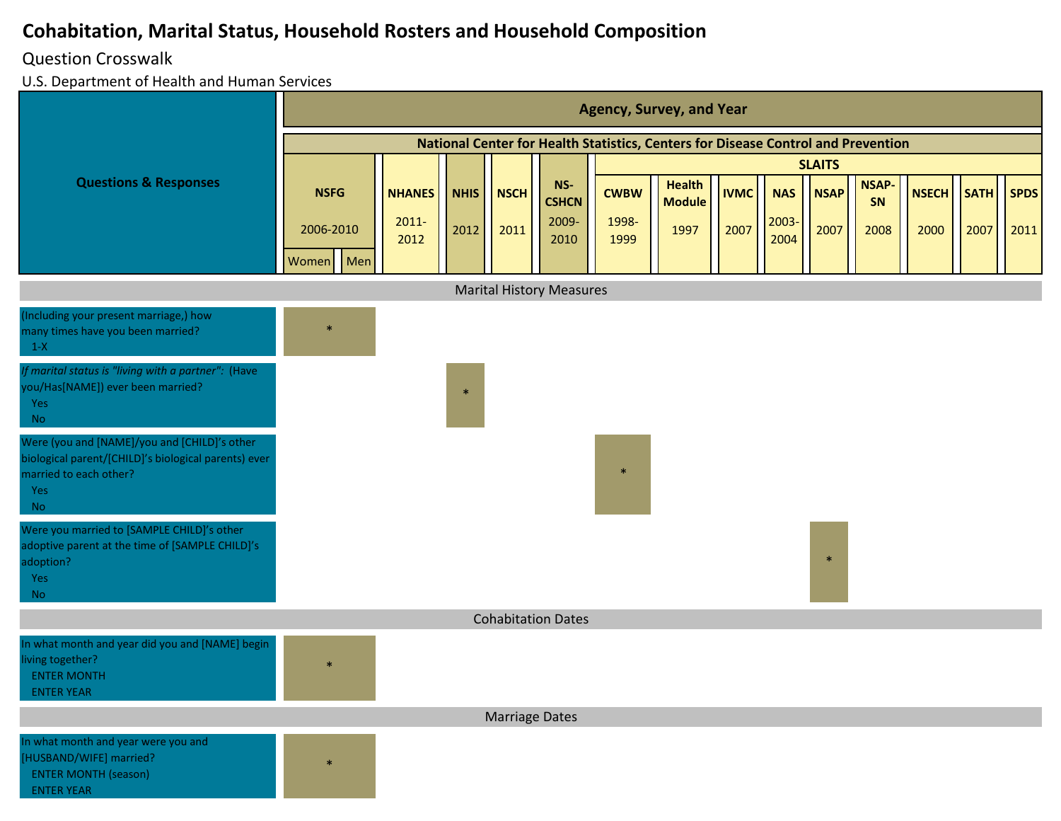# Cohabitation, Marital Status, Household Rosters and Household Composition

Question Crosswalk

U.S. Department of Health and Human Services

| Questions & Responses | NSFG 2006-2010 Women | NSFG 2006-2010 Men | NHANES 2011-2012 | NHIS 2012 | NSCH 2011 | NS-CSHCN 2009-2010 | SLAITS CWBW 1998-1999 | SLAITS Health Module 1997 | SLAITS IVMC 2007 | SLAITS NAS 2003-2004 | SLAITS NSAP 2007 | SLAITS NSAP-SN 2008 | SLAITS NSECH 2000 | SLAITS SATH 2007 | SLAITS SPDS 2011 |
|---|---|---|---|---|---|---|---|---|---|---|---|---|---|---|---|
| **Marital History Measures** | | | | | | | | | | | | | | | |
| (Including your present marriage,) how many times have you been married?<br>1-X | * | * | | | | | | | | | | | | | |
| *If marital status is "living with a partner":* (Have you/Has[NAME]) ever been married?<br>Yes<br>No | | | | * | | | | | | | | | | | |
| Were (you and [NAME]/you and [CHILD]'s other biological parent/[CHILD]'s biological parents) ever married to each other?<br>Yes<br>No | | | | | | | * | | | | | | | | |
| Were you married to [SAMPLE CHILD]'s other adoptive parent at the time of [SAMPLE CHILD]'s adoption?<br>Yes<br>No | | | | | | | | | | | * | | | | |
| **Cohabitation Dates** | | | | | | | | | | | | | | | |
| In what month and year did you and [NAME] begin living together?<br>ENTER MONTH<br>ENTER YEAR | * | * | | | | | | | | | | | | | |
| **Marriage Dates** | | | | | | | | | | | | | | | |
| In what month and year were you and [HUSBAND/WIFE] married?<br>ENTER MONTH (season)<br>ENTER YEAR | * | * | | | | | | | | | | | | | |

National Center for Health Statistics, Centers for Disease Control and Prevention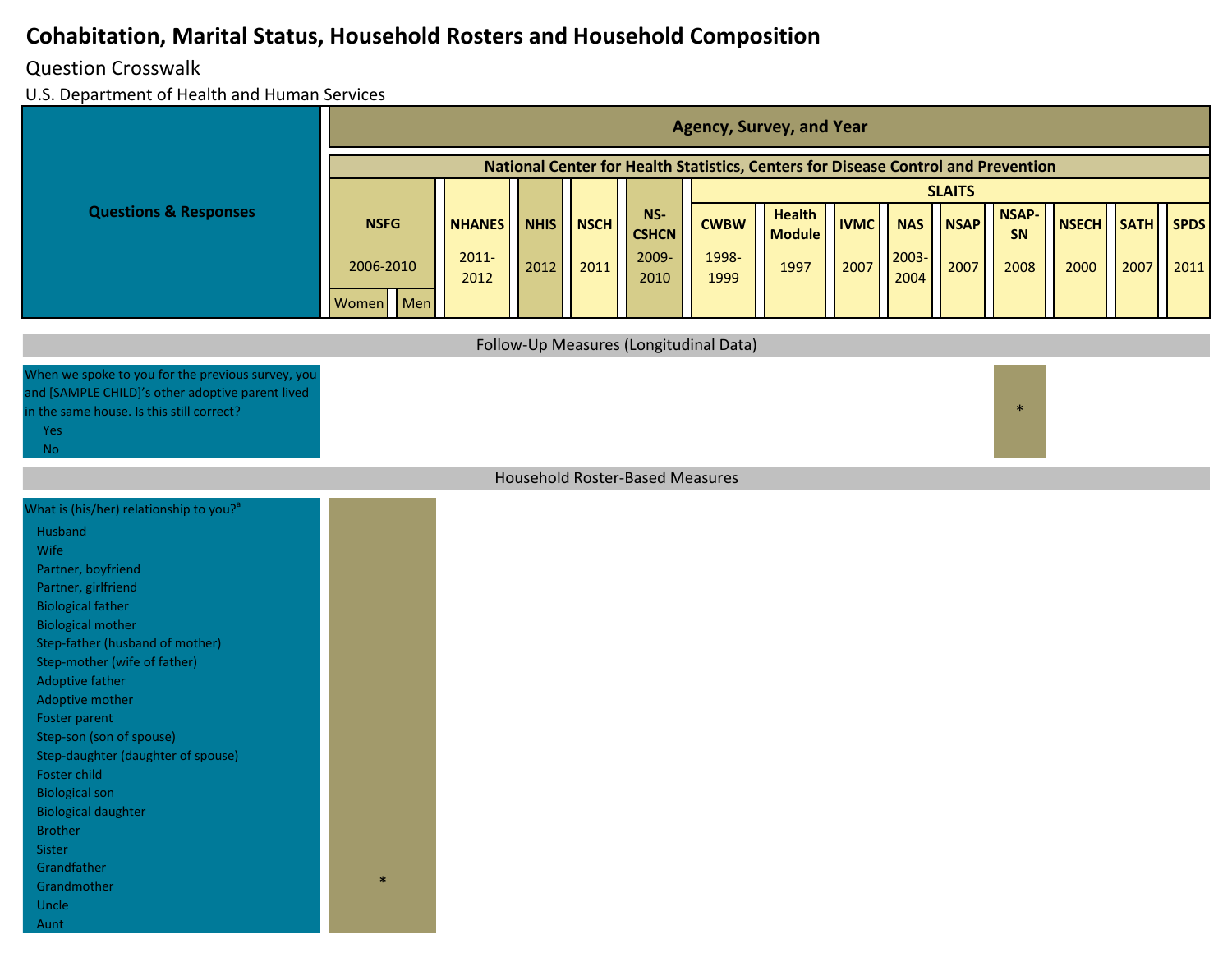# Cohabitation, Marital Status, Household Rosters and Household Composition

Question Crosswalk

U.S. Department of Health and Human Services

| Questions & Responses | Agency, Survey, and Year | | | | | | | | | | | | | | |
|---|---|---|---|---|---|---|---|---|---|---|---|---|---|---|---|
| | National Center for Health Statistics, Centers for Disease Control and Prevention | | | | | | | | | | | | | | |
| | NSFG 2006-2010 | | NHANES 2011-2012 | NHIS 2012 | NSCH 2011 | NS-CSHCN 2009-2010 | SLAITS | | | | | | | | |
| | Women | Men | | | | | CWBW 1998-1999 | Health Module 1997 | IVMC 2007 | NAS 2003-2004 | NSAP 2007 | NSAP-SN 2008 | NSECH 2000 | SATH 2007 | SPDS 2011 |
| **Follow-Up Measures (Longitudinal Data)** | | | | | | | | | | | | | | | |
| When we spoke to you for the previous survey, you and [SAMPLE CHILD]'s other adoptive parent lived in the same house. Is this still correct?<br>Yes<br>No | | | | | | | | | | | | * | | | |
| **Household Roster-Based Measures** | | | | | | | | | | | | | | | |
| What is (his/her) relationship to you?[a]<br>Husband<br>Wife<br>Partner, boyfriend<br>Partner, girlfriend<br>Biological father<br>Biological mother<br>Step-father (husband of mother)<br>Step-mother (wife of father)<br>Adoptive father<br>Adoptive mother<br>Foster parent<br>Step-son (son of spouse)<br>Step-daughter (daughter of spouse)<br>Foster child<br>Biological son<br>Biological daughter<br>Brother<br>Sister<br>Grandfather<br>Grandmother<br>Uncle<br>Aunt | * | * | | | | | | | | | | | | | |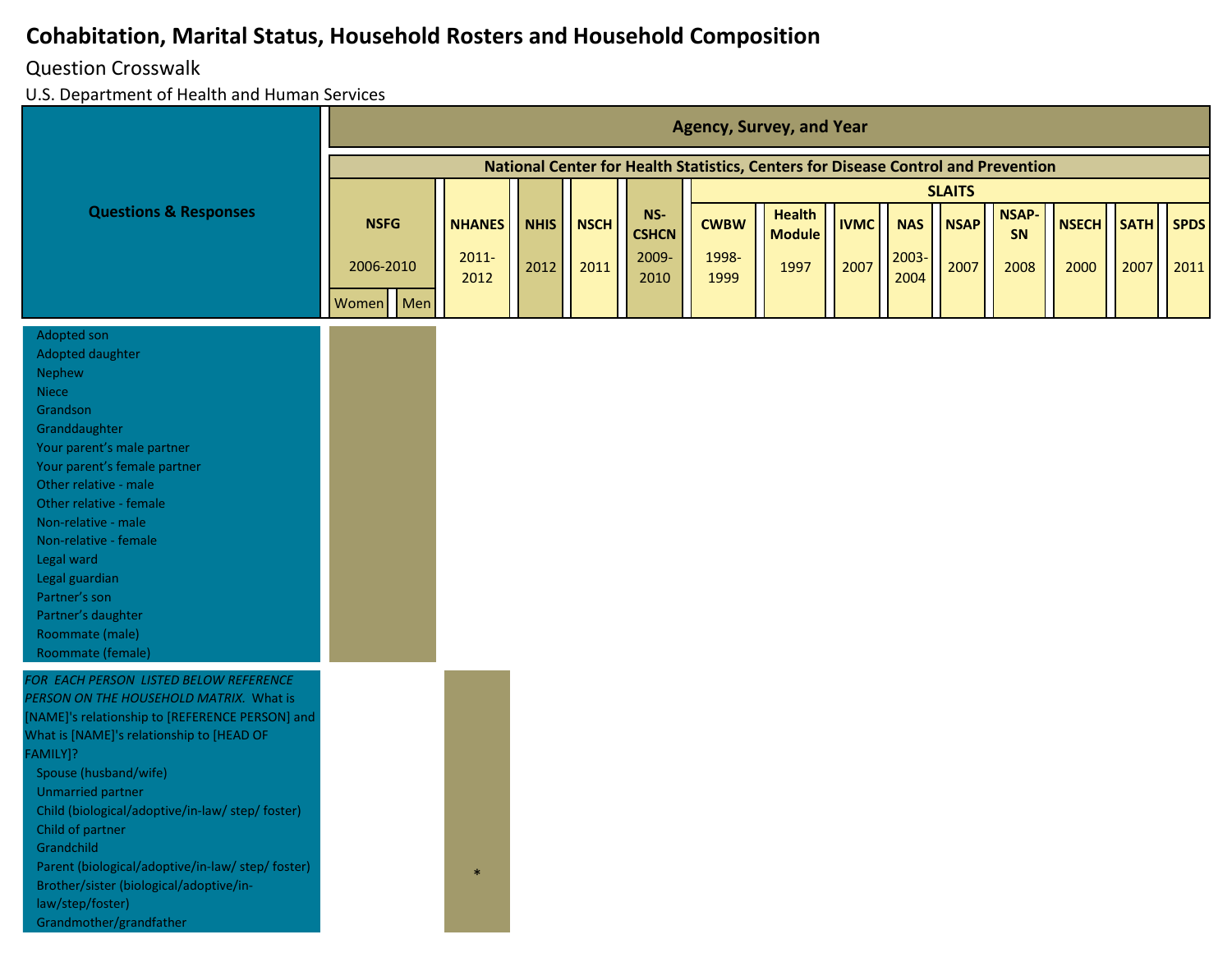# Cohabitation, Marital Status, Household Rosters and Household Composition

Question Crosswalk

U.S. Department of Health and Human Services

| Questions & Responses | NSFG 2006-2010 Women | NSFG 2006-2010 Men | NHANES 2011-2012 | NHIS 2012 | NSCH 2011 | NS-CSHCN 2009-2010 | SLAITS CWBW 1998-1999 | SLAITS Health Module 1997 | SLAITS IVMC 2007 | SLAITS NAS 2003-2004 | SLAITS NSAP 2007 | SLAITS NSAP-SN 2008 | SLAITS NSECH 2000 | SLAITS SATH 2007 | SLAITS SPDS 2011 |
|---|---|---|---|---|---|---|---|---|---|---|---|---|---|---|---|
| Adopted son<br>Adopted daughter<br>Nephew<br>Niece<br>Grandson<br>Granddaughter<br>Your parent's male partner<br>Your parent's female partner<br>Other relative - male<br>Other relative - female<br>Non-relative - male<br>Non-relative - female<br>Legal ward<br>Legal guardian<br>Partner's son<br>Partner's daughter<br>Roommate (male)<br>Roommate (female) | | | | | | | | | | | | | | | |
| *FOR EACH PERSON LISTED BELOW REFERENCE PERSON ON THE HOUSEHOLD MATRIX.* What is [NAME]'s relationship to [REFERENCE PERSON] and What is [NAME]'s relationship to [HEAD OF FAMILY]?<br>Spouse (husband/wife)<br>Unmarried partner<br>Child (biological/adoptive/in-law/ step/ foster)<br>Child of partner<br>Grandchild<br>Parent (biological/adoptive/in-law/ step/ foster)<br>Brother/sister (biological/adoptive/in-law/step/foster)<br>Grandmother/grandfather | | | * | | | | | | | | | | | | |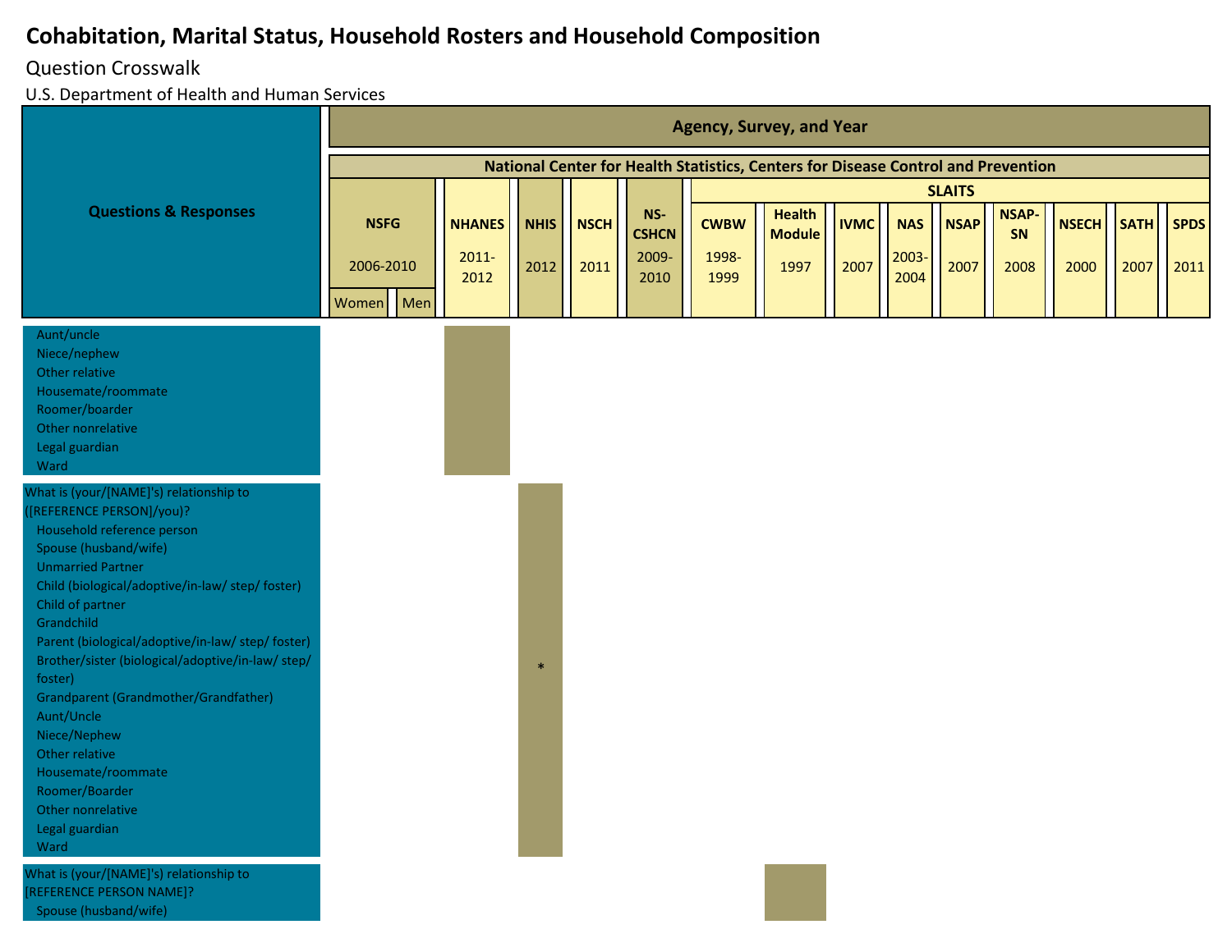# Cohabitation, Marital Status, Household Rosters and Household Composition

Question Crosswalk

U.S. Department of Health and Human Services

| Questions & Responses | NSFG 2006-2010 Women | NSFG 2006-2010 Men | NHANES 2011-2012 | NHIS 2012 | NSCH 2011 | NS-CSHCN 2009-2010 | SLAITS CWBW 1998-1999 | SLAITS Health Module 1997 | SLAITS IVMC 2007 | SLAITS NAS 2003-2004 | SLAITS NSAP 2007 | SLAITS NSAP-SN 2008 | SLAITS NSECH 2000 | SLAITS SATH 2007 | SLAITS SPDS 2011 |
|---|---|---|---|---|---|---|---|---|---|---|---|---|---|---|---|
| Aunt/uncle<br>Niece/nephew<br>Other relative<br>Housemate/roommate<br>Roomer/boarder<br>Other nonrelative<br>Legal guardian<br>Ward | | | ■ | | | | | | | | | | | | |
| What is (your/[NAME]'s) relationship to ([REFERENCE PERSON]/you)?<br>Household reference person<br>Spouse (husband/wife)<br>Unmarried Partner<br>Child (biological/adoptive/in-law/ step/ foster)<br>Child of partner<br>Grandchild<br>Parent (biological/adoptive/in-law/ step/ foster)<br>Brother/sister (biological/adoptive/in-law/ step/ foster)<br>Grandparent (Grandmother/Grandfather)<br>Aunt/Uncle<br>Niece/Nephew<br>Other relative<br>Housemate/roommate<br>Roomer/Boarder<br>Other nonrelative<br>Legal guardian<br>Ward | | | | ■ * | | | | | | | | | | | |
| What is (your/[NAME]'s) relationship to [REFERENCE PERSON NAME]?<br>Spouse (husband/wife) | | | | | | | | ■ | | | | | | | |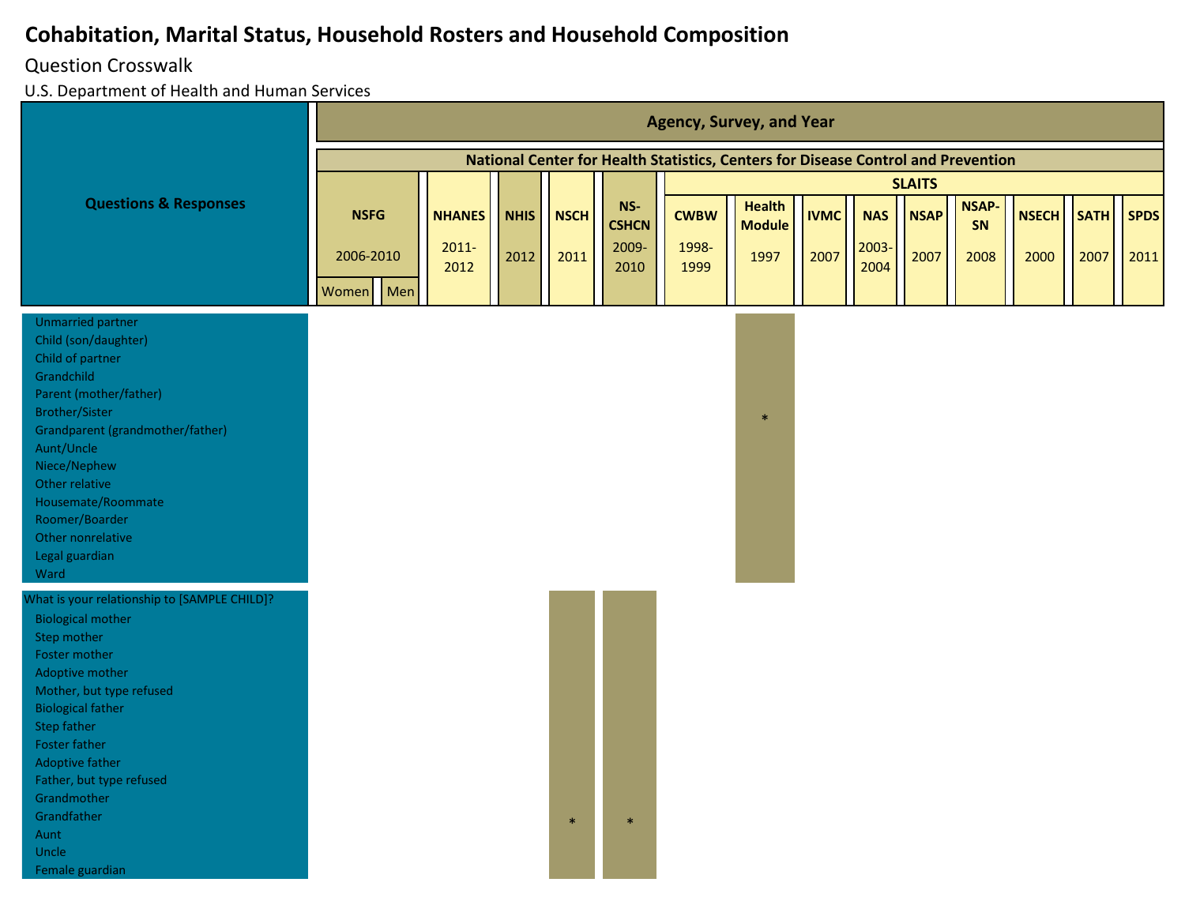# Cohabitation, Marital Status, Household Rosters and Household Composition

Question Crosswalk

U.S. Department of Health and Human Services

| Questions & Responses | NSFG 2006-2010 Women | NSFG 2006-2010 Men | NHANES 2011-2012 | NHIS 2012 | NSCH 2011 | NS-CSHCN 2009-2010 | SLAITS CWBW 1998-1999 | SLAITS Health Module 1997 | SLAITS IVMC 2007 | SLAITS NAS 2003-2004 | SLAITS NSAP 2007 | SLAITS NSAP-SN 2008 | SLAITS NSECH 2000 | SLAITS SATH 2007 | SLAITS SPDS 2011 |
|---|---|---|---|---|---|---|---|---|---|---|---|---|---|---|---|
| Unmarried partner<br>Child (son/daughter)<br>Child of partner<br>Grandchild<br>Parent (mother/father)<br>Brother/Sister<br>Grandparent (grandmother/father)<br>Aunt/Uncle<br>Niece/Nephew<br>Other relative<br>Housemate/Roommate<br>Roomer/Boarder<br>Other nonrelative<br>Legal guardian<br>Ward | | | | | | | | * | | | | | | | |
| What is your relationship to [SAMPLE CHILD]?<br>Biological mother<br>Step mother<br>Foster mother<br>Adoptive mother<br>Mother, but type refused<br>Biological father<br>Step father<br>Foster father<br>Adoptive father<br>Father, but type refused<br>Grandmother<br>Grandfather<br>Aunt<br>Uncle<br>Female guardian | | | | | * | * | | | | | | | | | |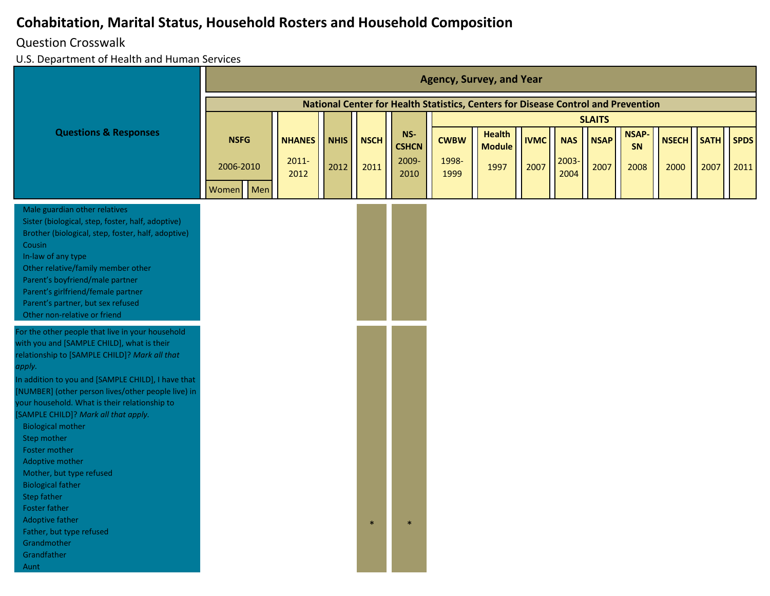# Cohabitation, Marital Status, Household Rosters and Household Composition

Question Crosswalk

U.S. Department of Health and Human Services

| Questions & Responses | NSFG 2006-2010 Women | NSFG 2006-2010 Men | NHANES 2011-2012 | NHIS 2012 | NSCH 2011 | NS-CSHCN 2009-2010 | CWBW 1998-1999 | Health Module 1997 | IVMC 2007 | NAS 2003-2004 | NSAP 2007 | NSAP-SN 2008 | NSECH 2000 | SATH 2007 | SPDS 2011 |
|---|---|---|---|---|---|---|---|---|---|---|---|---|---|---|---|
| Male guardian other relatives<br>Sister (biological, step, foster, half, adoptive)<br>Brother (biological, step, foster, half, adoptive)<br>Cousin<br>In-law of any type<br>Other relative/family member other<br>Parent's boyfriend/male partner<br>Parent's girlfriend/female partner<br>Parent's partner, but sex refused<br>Other non-relative or friend | | | | | | | | | | | | | | | |
| For the other people that live in your household with you and [SAMPLE CHILD], what is their relationship to [SAMPLE CHILD]? *Mark all that apply.*<br>In addition to you and [SAMPLE CHILD], I have that [NUMBER] (other person lives/other people live) in your household. What is their relationship to [SAMPLE CHILD]? *Mark all that apply.*<br>Biological mother<br>Step mother<br>Foster mother<br>Adoptive mother<br>Mother, but type refused<br>Biological father<br>Step father<br>Foster father<br>Adoptive father<br>Father, but type refused<br>Grandmother<br>Grandfather<br>Aunt | | | | | * | * | | | | | | | | | |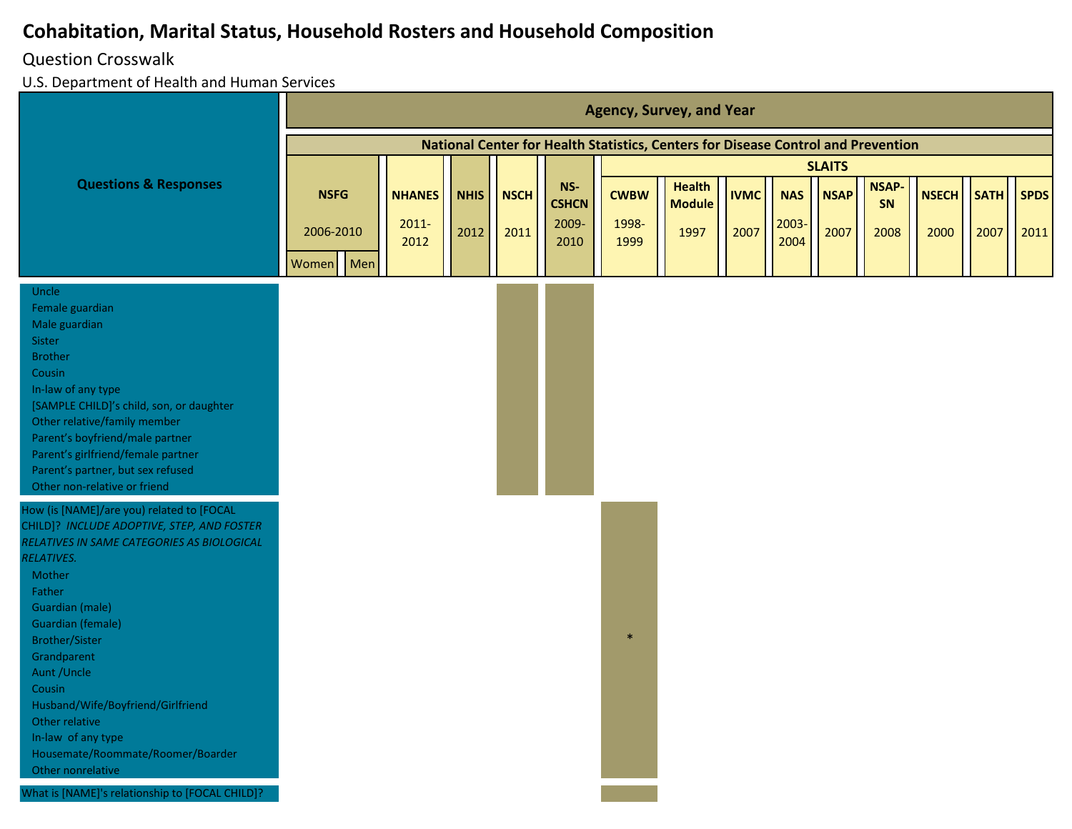# Cohabitation, Marital Status, Household Rosters and Household Composition

Question Crosswalk

U.S. Department of Health and Human Services

| Questions & Responses | NSFG 2006-2010 Women | NSFG 2006-2010 Men | NHANES 2011-2012 | NHIS 2012 | NSCH 2011 | NS-CSHCN 2009-2010 | SLAITS CWBW 1998-1999 | SLAITS Health Module 1997 | SLAITS IVMC 2007 | SLAITS NAS 2003-2004 | SLAITS NSAP 2007 | SLAITS NSAP-SN 2008 | SLAITS NSECH 2000 | SLAITS SATH 2007 | SLAITS SPDS 2011 |
|---|---|---|---|---|---|---|---|---|---|---|---|---|---|---|---|
| Uncle<br>Female guardian<br>Male guardian<br>Sister<br>Brother<br>Cousin<br>In-law of any type<br>[SAMPLE CHILD]'s child, son, or daughter<br>Other relative/family member<br>Parent's boyfriend/male partner<br>Parent's girlfriend/female partner<br>Parent's partner, but sex refused<br>Other non-relative or friend | | | | | ■ | ■ | | | | | | | | | |
| How (is [NAME]/are you) related to [FOCAL CHILD]? *INCLUDE ADOPTIVE, STEP, AND FOSTER RELATIVES IN SAME CATEGORIES AS BIOLOGICAL RELATIVES.*<br>Mother<br>Father<br>Guardian (male)<br>Guardian (female)<br>Brother/Sister<br>Grandparent<br>Aunt /Uncle<br>Cousin<br>Husband/Wife/Boyfriend/Girlfriend<br>Other relative<br>In-law of any type<br>Housemate/Roommate/Roomer/Boarder<br>Other nonrelative | | | | | | | * | | | | | | | | |
| What is [NAME]'s relationship to [FOCAL CHILD]? | | | | | | | ■ | | | | | | | | |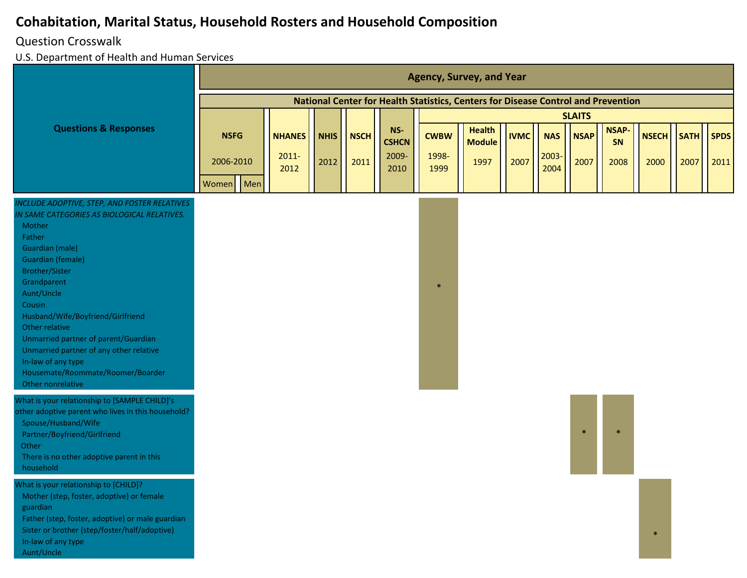# Cohabitation, Marital Status, Household Rosters and Household Composition

Question Crosswalk

U.S. Department of Health and Human Services

| Questions & Responses | NSFG 2006-2010 Women | NSFG 2006-2010 Men | NHANES 2011-2012 | NHIS 2012 | NSCH 2011 | NS-CSHCN 2009-2010 | SLAITS CWBW 1998-1999 | SLAITS Health Module 1997 | SLAITS IVMC 2007 | SLAITS NAS 2003-2004 | SLAITS NSAP 2007 | SLAITS NSAP-SN 2008 | SLAITS NSECH 2000 | SLAITS SATH 2007 | SLAITS SPDS 2011 |
|---|---|---|---|---|---|---|---|---|---|---|---|---|---|---|---|
| *INCLUDE ADOPTIVE, STEP, AND FOSTER RELATIVES IN SAME CATEGORIES AS BIOLOGICAL RELATIVES.*<br>Mother<br>Father<br>Guardian (male)<br>Guardian (female)<br>Brother/Sister<br>Grandparent<br>Aunt/Uncle<br>Cousin<br>Husband/Wife/Boyfriend/Girlfriend<br>Other relative<br>Unmarried partner of parent/Guardian<br>Unmarried partner of any other relative<br>In-law of any type<br>Housemate/Roommate/Roomer/Boarder<br>Other nonrelative | | | | | | | * | | | | | | | | |
| What is your relationship to [SAMPLE CHILD]'s other adoptive parent who lives in this household?<br>Spouse/Husband/Wife<br>Partner/Boyfriend/Girlfriend<br>Other<br>There is no other adoptive parent in this household | | | | | | | | | | | * | * | | | |
| What is your relationship to [CHILD]?<br>Mother (step, foster, adoptive) or female guardian<br>Father (step, foster, adoptive) or male guardian<br>Sister or brother (step/foster/half/adoptive)<br>In-law of any type<br>Aunt/Uncle | | | | | | | | | | | | | * | | |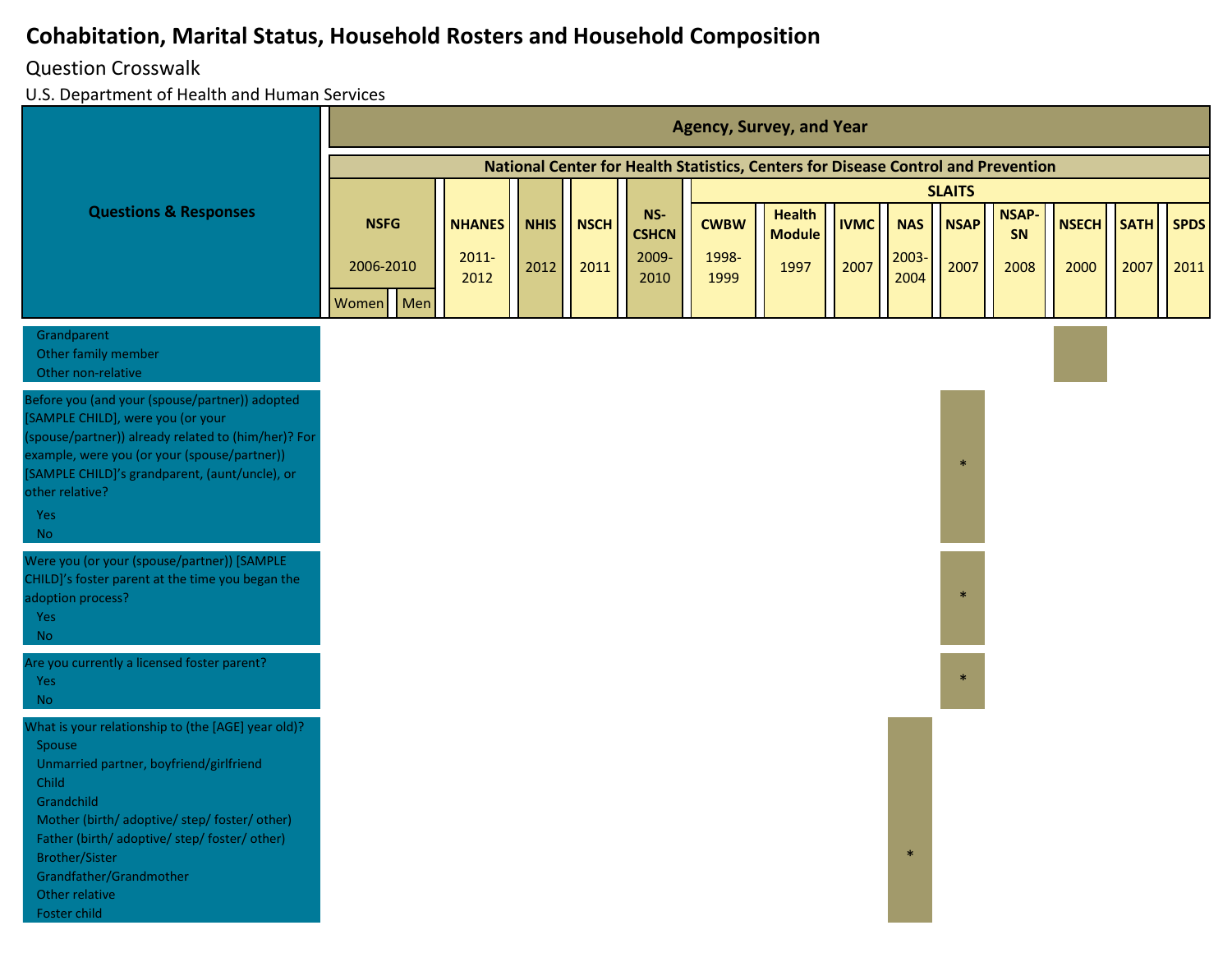# Cohabitation, Marital Status, Household Rosters and Household Composition

Question Crosswalk

U.S. Department of Health and Human Services

| Questions & Responses | NSFG 2006-2010 Women | NSFG 2006-2010 Men | NHANES 2011-2012 | NHIS 2012 | NSCH 2011 | NS-CSHCN 2009-2010 | CWBW 1998-1999 | Health Module 1997 | IVMC 2007 | NAS 2003-2004 | NSAP 2007 | NSAP-SN 2008 | NSECH 2000 | SATH 2007 | SPDS 2011 |
|---|---|---|---|---|---|---|---|---|---|---|---|---|---|---|---|
| Grandparent<br>Other family member<br>Other non-relative | | | | | | | | | | | | | ■ | | |
| Before you (and your (spouse/partner)) adopted [SAMPLE CHILD], were you (or your (spouse/partner)) already related to (him/her)? For example, were you (or your (spouse/partner)) [SAMPLE CHILD]'s grandparent, (aunt/uncle), or other relative?<br>Yes<br>No | | | | | | | | | | | * | | | | |
| Were you (or your (spouse/partner)) [SAMPLE CHILD]'s foster parent at the time you began the adoption process?<br>Yes<br>No | | | | | | | | | | | * | | | | |
| Are you currently a licensed foster parent?<br>Yes<br>No | | | | | | | | | | | * | | | | |
| What is your relationship to (the [AGE] year old)?<br>Spouse<br>Unmarried partner, boyfriend/girlfriend<br>Child<br>Grandchild<br>Mother (birth/ adoptive/ step/ foster/ other)<br>Father (birth/ adoptive/ step/ foster/ other)<br>Brother/Sister<br>Grandfather/Grandmother<br>Other relative<br>Foster child | | | | | | | | | | * | | | | | |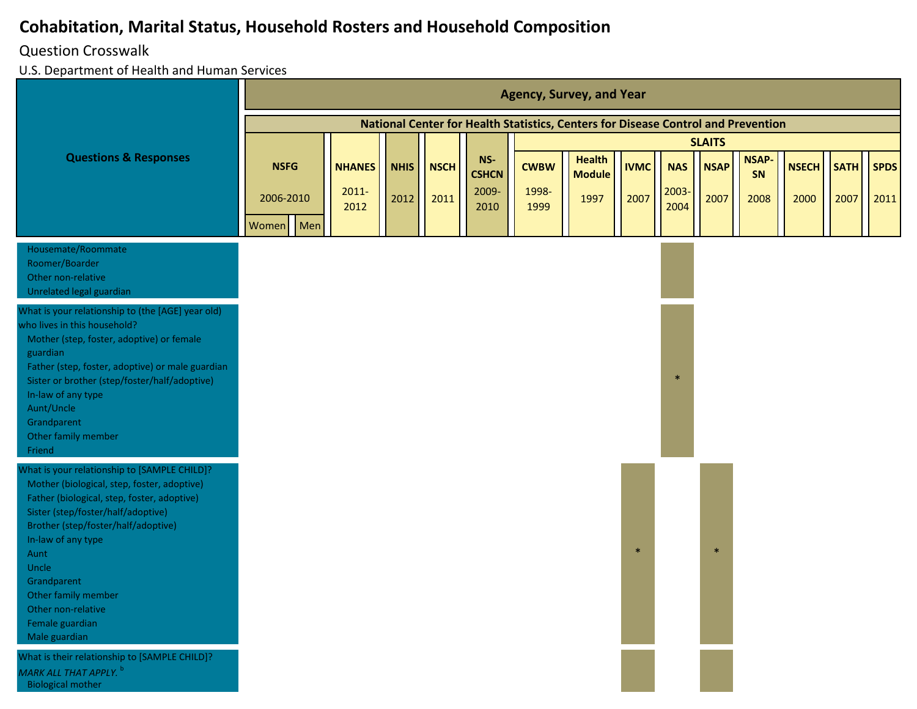# Cohabitation, Marital Status, Household Rosters and Household Composition

Question Crosswalk

U.S. Department of Health and Human Services

| Questions & Responses | NSFG 2006-2010 Women | NSFG 2006-2010 Men | NHANES 2011-2012 | NHIS 2012 | NSCH 2011 | NS-CSHCN 2009-2010 | CWBW 1998-1999 | Health Module 1997 | IVMC 2007 | NAS 2003-2004 | NSAP 2007 | NSAP-SN 2008 | NSECH 2000 | SATH 2007 | SPDS 2011 |
|---|---|---|---|---|---|---|---|---|---|---|---|---|---|---|---|
| Housemate/Roommate<br>Roomer/Boarder<br>Other non-relative<br>Unrelated legal guardian | | | | | | | | | | ■ | | | | | |
| What is your relationship to (the [AGE] year old) who lives in this household?<br>Mother (step, foster, adoptive) or female guardian<br>Father (step, foster, adoptive) or male guardian<br>Sister or brother (step/foster/half/adoptive)<br>In-law of any type<br>Aunt/Uncle<br>Grandparent<br>Other family member<br>Friend | | | | | | | | | | * | | | | | |
| What is your relationship to [SAMPLE CHILD]?<br>Mother (biological, step, foster, adoptive)<br>Father (biological, step, foster, adoptive)<br>Sister (step/foster/half/adoptive)<br>Brother (step/foster/half/adoptive)<br>In-law of any type<br>Aunt<br>Uncle<br>Grandparent<br>Other family member<br>Other non-relative<br>Female guardian<br>Male guardian | | | | | | | | | * | | * | | | | |
| What is their relationship to [SAMPLE CHILD]? *MARK ALL THAT APPLY.* [b]<br>Biological mother | | | | | | | | | ■ | | ■ | | | | |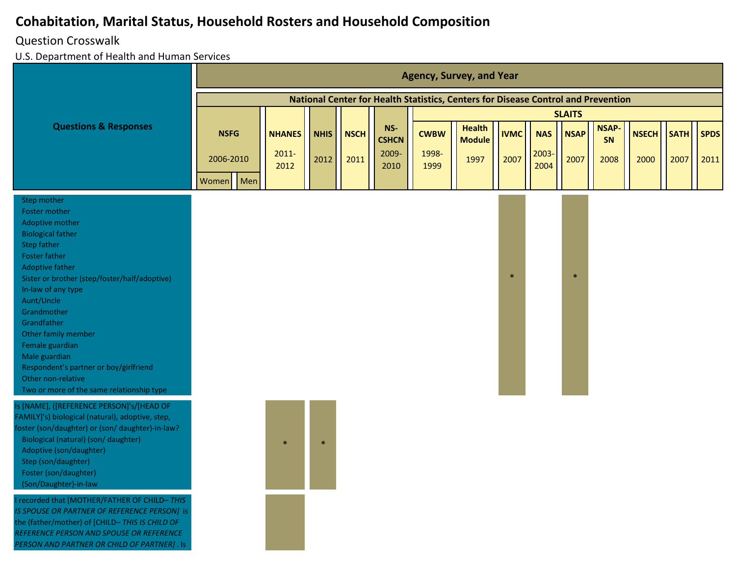# Cohabitation, Marital Status, Household Rosters and Household Composition

Question Crosswalk

U.S. Department of Health and Human Services

| Questions & Responses | Agency, Survey, and Year | | | | | | | | | | | | | | | |
|---|---|---|---|---|---|---|---|---|---|---|---|---|---|---|---|---|
| | National Center for Health Statistics, Centers for Disease Control and Prevention | | | | | | | | | | | | | | | |
| | NSFG 2006-2010 | | NHANES 2011-2012 | NHIS 2012 | NSCH 2011 | NS-CSHCN 2009-2010 | SLAITS | | | | | | | | | |
| | Women | Men | | | | | CWBW 1998-1999 | Health Module 1997 | IVMC 2007 | NAS 2003-2004 | NSAP 2007 | NSAP-SN 2008 | NSECH 2000 | SATH 2007 | SPDS 2011 |
| Step mother<br>Foster mother<br>Adoptive mother<br>Biological father<br>Step father<br>Foster father<br>Adoptive father<br>Sister or brother (step/foster/half/adoptive)<br>In-law of any type<br>Aunt/Uncle<br>Grandmother<br>Grandfather<br>Other family member<br>Female guardian<br>Male guardian<br>Respondent's partner or boy/girlfriend<br>Other non-relative<br>Two or more of the same relationship type | | | | | | | | | * | | * | | | | |
| Is [NAME], ([REFERENCE PERSON]'s/[HEAD OF FAMILY]'s) biological (natural), adoptive, step, foster (son/daughter) or (son/ daughter)-in-law?<br>Biological (natural) (son/ daughter)<br>Adoptive (son/daughter)<br>Step (son/daughter)<br>Foster (son/daughter)<br>(Son/Daughter)-in-law | | | * | * | | | | | | | | | | | |
| I recorded that [MOTHER/FATHER OF CHILD– *THIS IS SPOUSE OR PARTNER OF REFERENCE PERSON]* is the (father/mother) of [CHILD– *THIS IS CHILD OF REFERENCE PERSON AND SPOUSE OR REFERENCE PERSON AND PARTNER OR CHILD OF PARTNER]* . Is | | | X | | | | | | | | | | | | |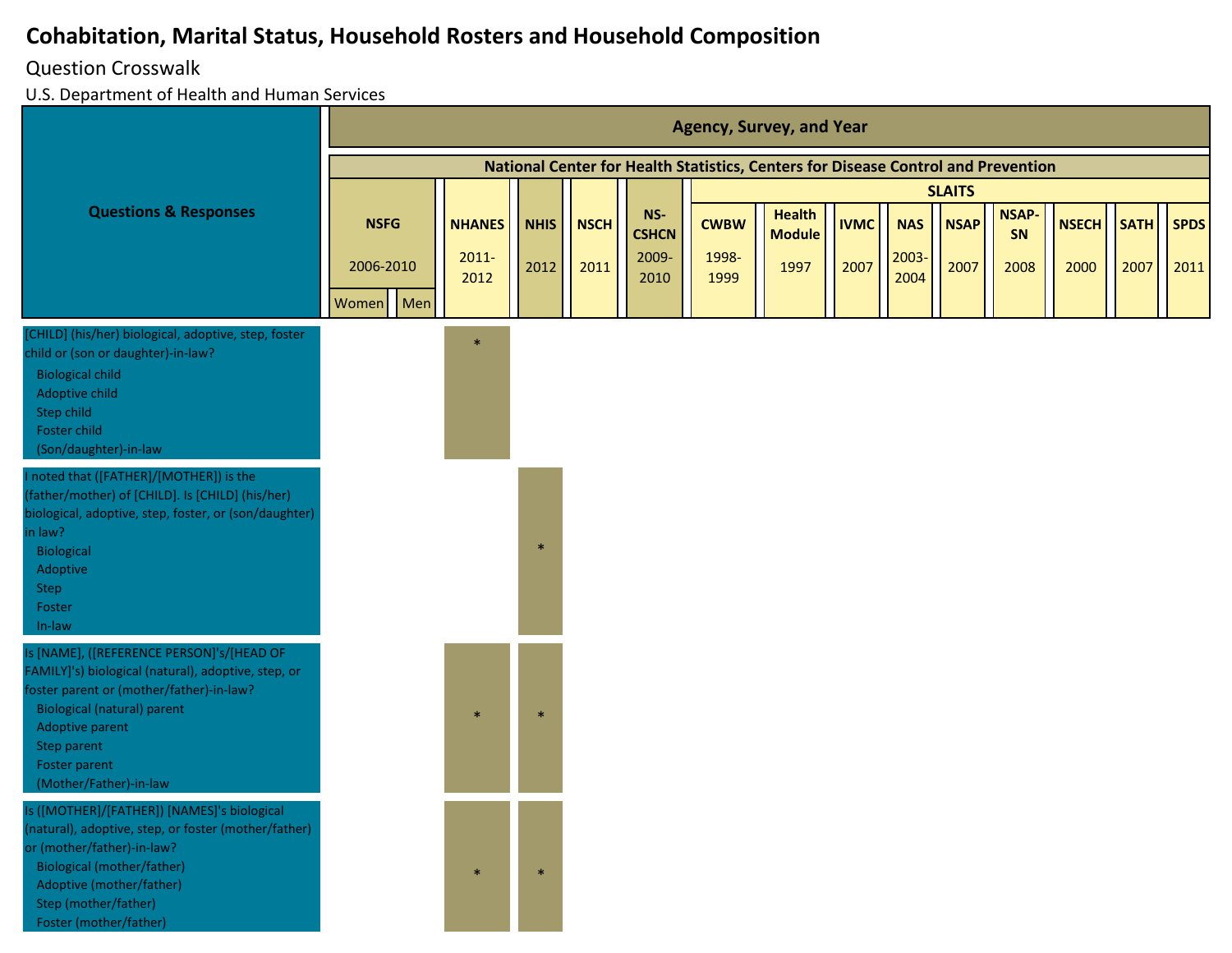# Cohabitation, Marital Status, Household Rosters and Household Composition

Question Crosswalk

U.S. Department of Health and Human Services

| Questions & Responses | NSFG 2006-2010 Women | NSFG 2006-2010 Men | NHANES 2011-2012 | NHIS 2012 | NSCH 2011 | NS-CSHCN 2009-2010 | SLAITS CWBW 1998-1999 | SLAITS Health Module 1997 | SLAITS IVMC 2007 | SLAITS NAS 2003-2004 | SLAITS NSAP 2007 | SLAITS NSAP-SN 2008 | SLAITS NSECH 2000 | SLAITS SATH 2007 | SLAITS SPDS 2011 |
|---|---|---|---|---|---|---|---|---|---|---|---|---|---|---|---|
| [CHILD] (his/her) biological, adoptive, step, foster child or (son or daughter)-in-law?<br>Biological child<br>Adoptive child<br>Step child<br>Foster child<br>(Son/daughter)-in-law | | | * | | | | | | | | | | | | |
| I noted that ([FATHER]/[MOTHER]) is the (father/mother) of [CHILD]. Is [CHILD] (his/her) biological, adoptive, step, foster, or (son/daughter) in law?<br>Biological<br>Adoptive<br>Step<br>Foster<br>In-law | | | | * | | | | | | | | | | | |
| Is [NAME], ([REFERENCE PERSON]'s/[HEAD OF FAMILY]'s) biological (natural), adoptive, step, or foster parent or (mother/father)-in-law?<br>Biological (natural) parent<br>Adoptive parent<br>Step parent<br>Foster parent<br>(Mother/Father)-in-law | | | * | * | | | | | | | | | | | |
| Is ([MOTHER]/[FATHER]) [NAMES]'s biological (natural), adoptive, step, or foster (mother/father) or (mother/father)-in-law?<br>Biological (mother/father)<br>Adoptive (mother/father)<br>Step (mother/father)<br>Foster (mother/father) | | | * | * | | | | | | | | | | | |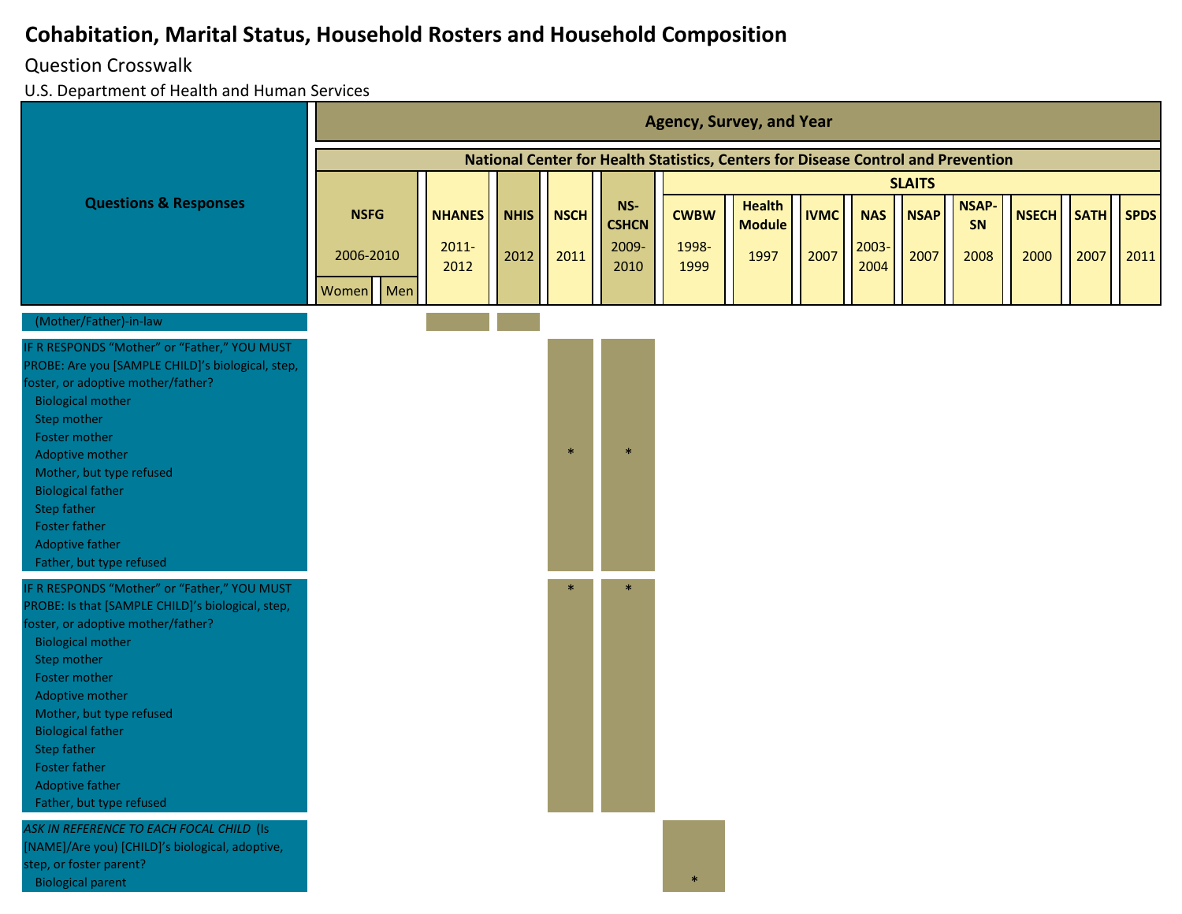# Cohabitation, Marital Status, Household Rosters and Household Composition

Question Crosswalk

U.S. Department of Health and Human Services

| Questions & Responses | NSFG 2006-2010 Women | NSFG 2006-2010 Men | NHANES 2011-2012 | NHIS 2012 | NSCH 2011 | NS-CSHCN 2009-2010 | CWBW 1998-1999 | Health Module 1997 | IVMC 2007 | NAS 2003-2004 | NSAP 2007 | NSAP-SN 2008 | NSECH 2000 | SATH 2007 | SPDS 2011 |
|---|---|---|---|---|---|---|---|---|---|---|---|---|---|---|---|
| (Mother/Father)-in-law | | | ■ | ■ | | | | | | | | | | | |
| IF R RESPONDS "Mother" or "Father," YOU MUST PROBE: Are you [SAMPLE CHILD]'s biological, step, foster, or adoptive mother/father?<br>Biological mother<br>Step mother<br>Foster mother<br>Adoptive mother<br>Mother, but type refused<br>Biological father<br>Step father<br>Foster father<br>Adoptive father<br>Father, but type refused | | | | | * | * | | | | | | | | | |
| IF R RESPONDS "Mother" or "Father," YOU MUST PROBE: Is that [SAMPLE CHILD]'s biological, step, foster, or adoptive mother/father?<br>Biological mother<br>Step mother<br>Foster mother<br>Adoptive mother<br>Mother, but type refused<br>Biological father<br>Step father<br>Foster father<br>Adoptive father<br>Father, but type refused | | | | | * | * | | | | | | | | | |
| *ASK IN REFERENCE TO EACH FOCAL CHILD* (Is [NAME]/Are you) [CHILD]'s biological, adoptive, step, or foster parent?<br>Biological parent | | | | | | | * | | | | | | | | |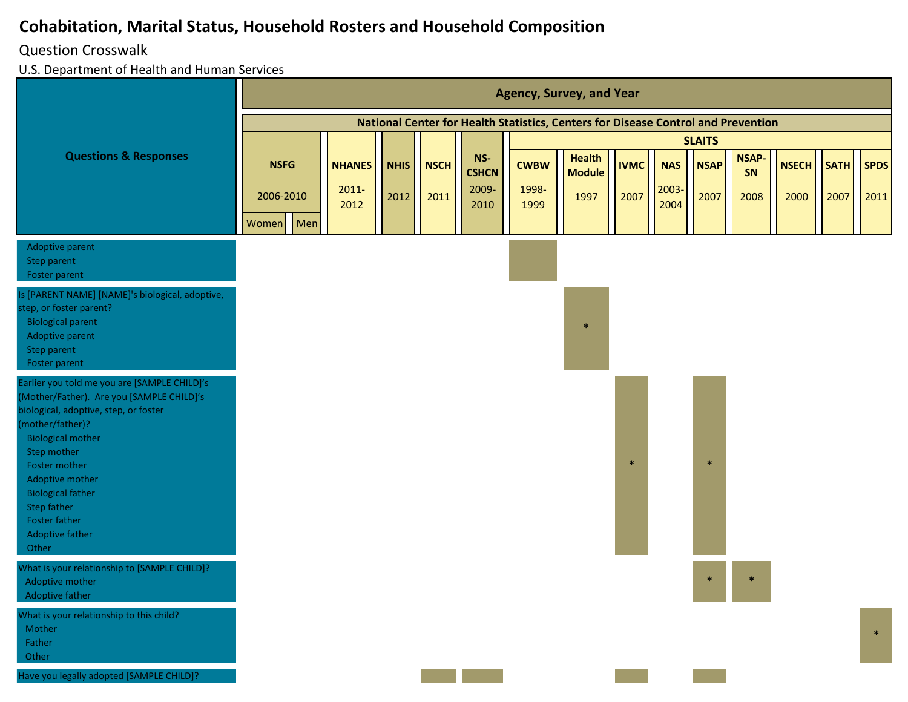# Cohabitation, Marital Status, Household Rosters and Household Composition

Question Crosswalk

U.S. Department of Health and Human Services

| Questions & Responses | NSFG 2006-2010 Women | NSFG 2006-2010 Men | NHANES 2011-2012 | NHIS 2012 | NSCH 2011 | NS-CSHCN 2009-2010 | SLAITS CWBW 1998-1999 | SLAITS Health Module 1997 | SLAITS IVMC 2007 | SLAITS NAS 2003-2004 | SLAITS NSAP 2007 | SLAITS NSAP-SN 2008 | SLAITS NSECH 2000 | SLAITS SATH 2007 | SLAITS SPDS 2011 |
|---|---|---|---|---|---|---|---|---|---|---|---|---|---|---|---|
| Adoptive parent<br>Step parent<br>Foster parent | | | | | | | ■ | | | | | | | | |
| Is [PARENT NAME] [NAME]'s biological, adoptive, step, or foster parent?<br>Biological parent<br>Adoptive parent<br>Step parent<br>Foster parent | | | | | | | | * | | | | | | | |
| Earlier you told me you are [SAMPLE CHILD]'s (Mother/Father). Are you [SAMPLE CHILD]'s biological, adoptive, step, or foster (mother/father)?<br>Biological mother<br>Step mother<br>Foster mother<br>Adoptive mother<br>Biological father<br>Step father<br>Foster father<br>Adoptive father<br>Other | | | | | | | | | * | | * | | | | |
| What is your relationship to [SAMPLE CHILD]?<br>Adoptive mother<br>Adoptive father | | | | | | | | | | | * | * | | | |
| What is your relationship to this child?<br>Mother<br>Father<br>Other | | | | | | | | | | | | | | | * |
| Have you legally adopted [SAMPLE CHILD]? | | | | | ■ | ■ | | | ■ | | ■ | | | | |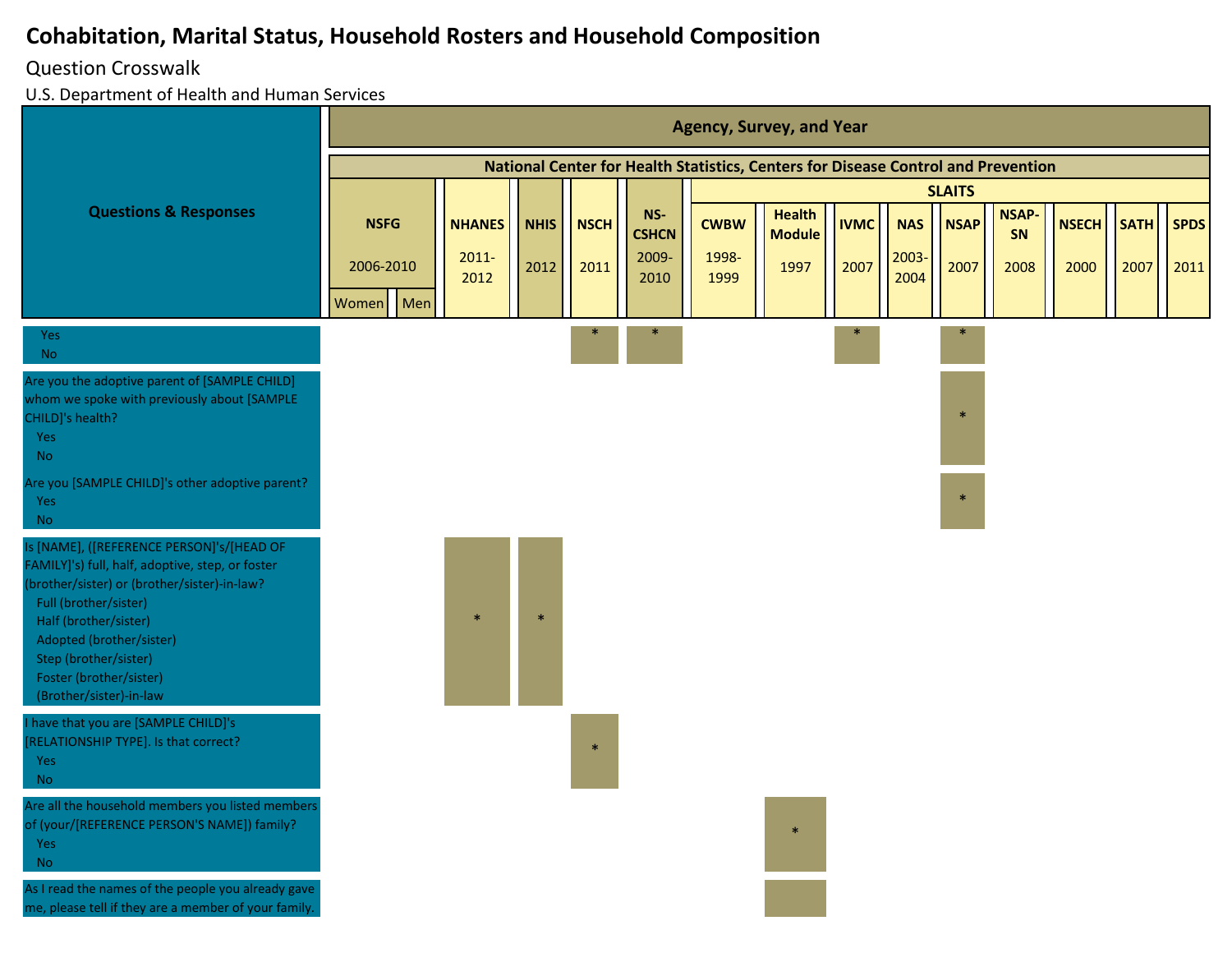# Cohabitation, Marital Status, Household Rosters and Household Composition

Question Crosswalk

U.S. Department of Health and Human Services

| Questions & Responses | NSFG 2006-2010 Women | NSFG 2006-2010 Men | NHANES 2011-2012 | NHIS 2012 | NSCH 2011 | NS-CSHCN 2009-2010 | CWBW 1998-1999 | Health Module 1997 | IVMC 2007 | NAS 2003-2004 | NSAP 2007 | NSAP-SN 2008 | NSECH 2000 | SATH 2007 | SPDS 2011 |
|---|---|---|---|---|---|---|---|---|---|---|---|---|---|---|---|
| Yes<br>No | | | | | * | * | | | * | | * | | | | |
| Are you the adoptive parent of [SAMPLE CHILD] whom we spoke with previously about [SAMPLE CHILD]'s health?<br>Yes<br>No | | | | | | | | | | | * | | | | |
| Are you [SAMPLE CHILD]'s other adoptive parent?<br>Yes<br>No | | | | | | | | | | | * | | | | |
| Is [NAME], ([REFERENCE PERSON]'s/[HEAD OF FAMILY]'s) full, half, adoptive, step, or foster (brother/sister) or (brother/sister)-in-law?<br>Full (brother/sister)<br>Half (brother/sister)<br>Adopted (brother/sister)<br>Step (brother/sister)<br>Foster (brother/sister)<br>(Brother/sister)-in-law | | | * | * | | | | | | | | | | | |
| I have that you are [SAMPLE CHILD]'s [RELATIONSHIP TYPE]. Is that correct?<br>Yes<br>No | | | | | * | | | | | | | | | | |
| Are all the household members you listed members of (your/[REFERENCE PERSON'S NAME]) family?<br>Yes<br>No | | | | | | | | * | | | | | | | |
| As I read the names of the people you already gave me, please tell if they are a member of your family. | | | | | | | | | | | | | | | |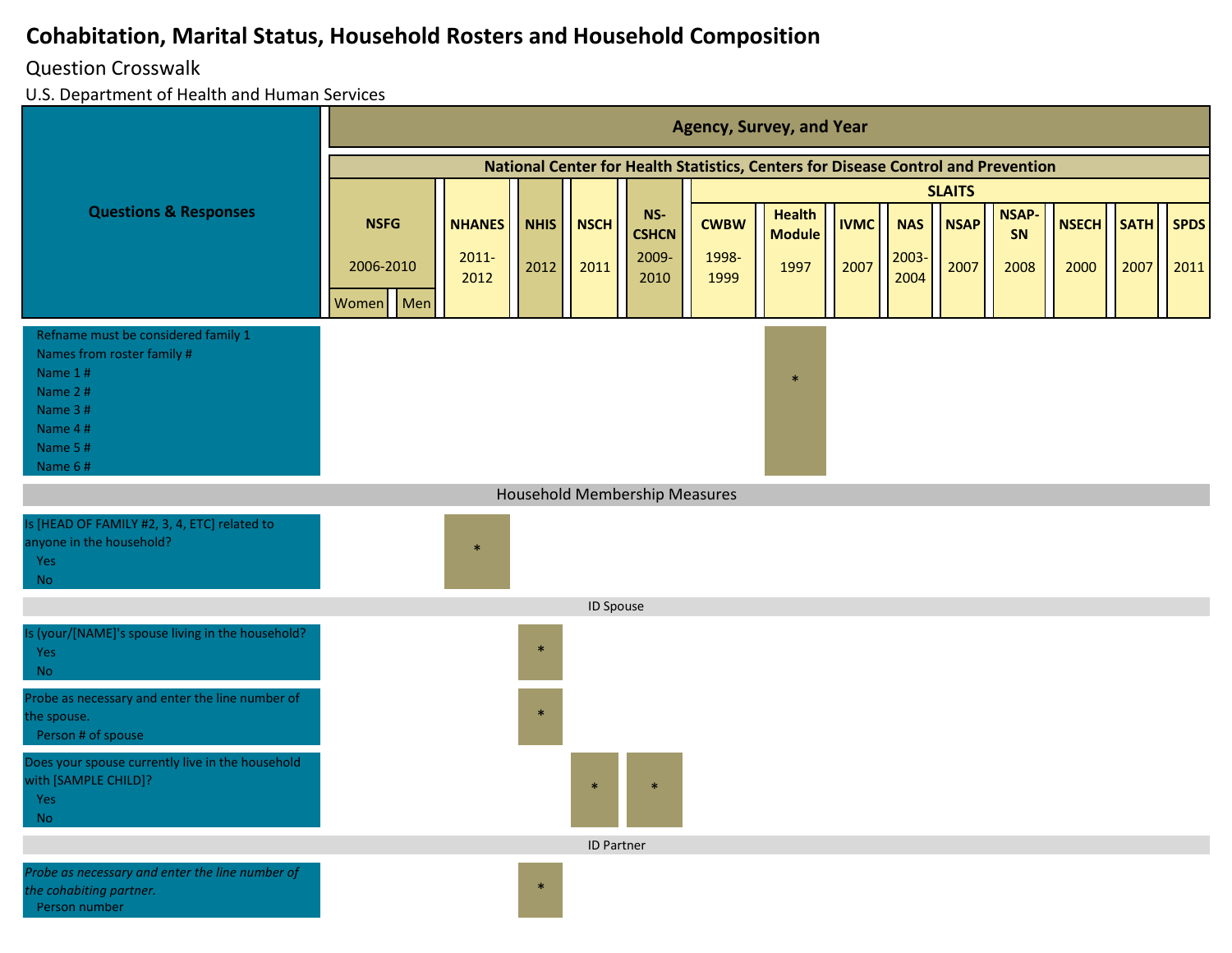# Cohabitation, Marital Status, Household Rosters and Household Composition

Question Crosswalk

U.S. Department of Health and Human Services

| Questions & Responses | NSFG 2006-2010 Women | NSFG 2006-2010 Men | NHANES 2011-2012 | NHIS 2012 | NSCH 2011 | NS-CSHCN 2009-2010 | SLAITS CWBW 1998-1999 | SLAITS Health Module 1997 | SLAITS IVMC 2007 | SLAITS NAS 2003-2004 | SLAITS NSAP 2007 | SLAITS NSAP-SN 2008 | SLAITS NSECH 2000 | SLAITS SATH 2007 | SLAITS SPDS 2011 |
|---|---|---|---|---|---|---|---|---|---|---|---|---|---|---|---|
| Refname must be considered family 1<br>Names from roster family #<br>Name 1 #<br>Name 2 #<br>Name 3 #<br>Name 4 #<br>Name 5 #<br>Name 6 # | | | | | | | | * | | | | | | | |
| **Household Membership Measures** | | | | | | | | | | | | | | | |
| Is [HEAD OF FAMILY #2, 3, 4, ETC] related to anyone in the household?<br>Yes<br>No | | | * | | | | | | | | | | | | |
| **ID Spouse** | | | | | | | | | | | | | | | |
| Is (your/[NAME]'s spouse living in the household?<br>Yes<br>No | | | | * | | | | | | | | | | | |
| Probe as necessary and enter the line number of the spouse.<br>Person # of spouse | | | | * | | | | | | | | | | | |
| Does your spouse currently live in the household with [SAMPLE CHILD]?<br>Yes<br>No | | | | | * | * | | | | | | | | | |
| **ID Partner** | | | | | | | | | | | | | | | |
| *Probe as necessary and enter the line number of the cohabiting partner.*<br>Person number | | | | * | | | | | | | | | | | |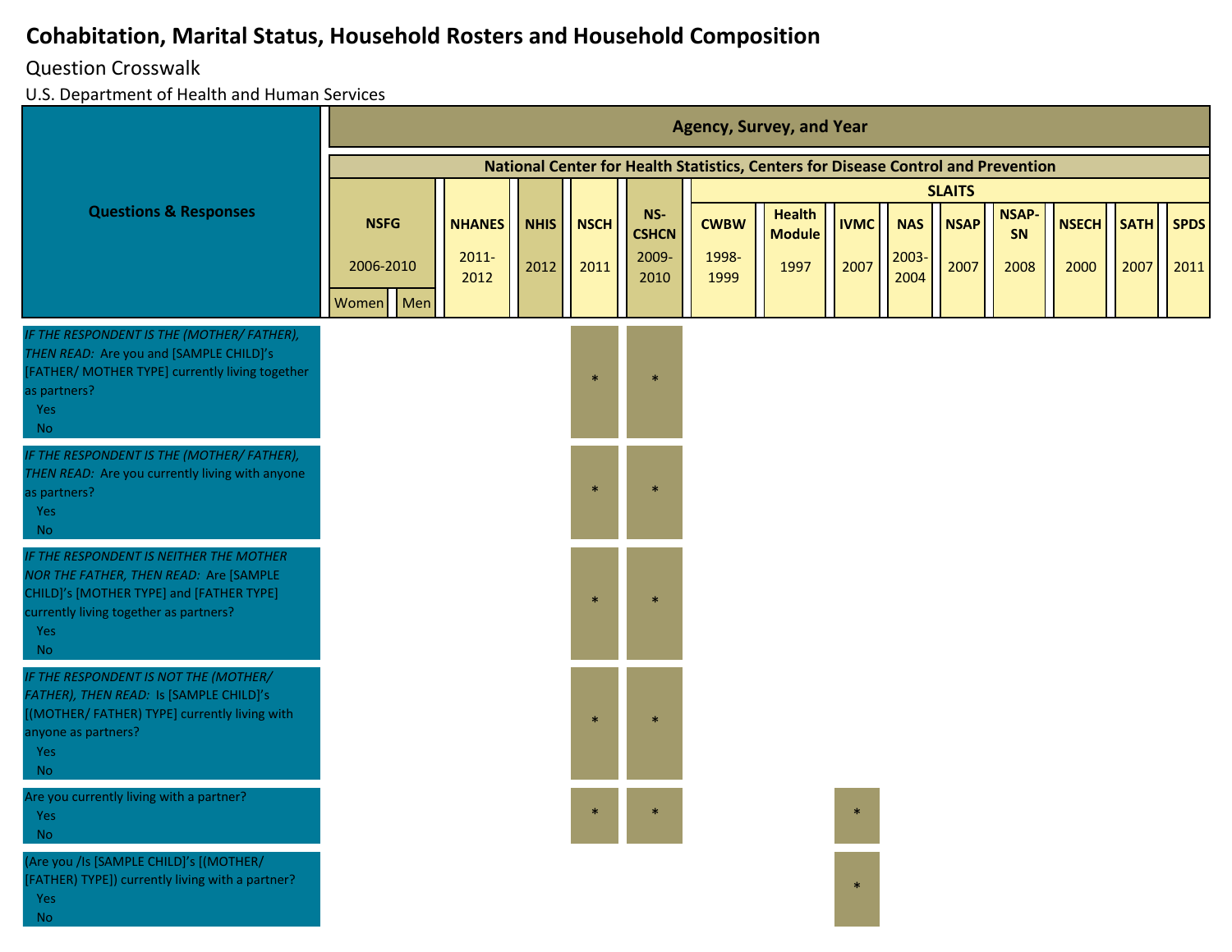# Cohabitation, Marital Status, Household Rosters and Household Composition

Question Crosswalk

U.S. Department of Health and Human Services

| Questions & Responses | NSFG 2006-2010 Women | NSFG 2006-2010 Men | NHANES 2011-2012 | NHIS 2012 | NSCH 2011 | NS-CSHCN 2009-2010 | CWBW 1998-1999 | Health Module 1997 | IVMC 2007 | NAS 2003-2004 | NSAP 2007 | NSAP-SN 2008 | NSECH 2000 | SATH 2007 | SPDS 2011 |
|---|---|---|---|---|---|---|---|---|---|---|---|---|---|---|---|
| *IF THE RESPONDENT IS THE (MOTHER/ FATHER), THEN READ:* Are you and [SAMPLE CHILD]'s [FATHER/ MOTHER TYPE] currently living together as partners?<br>Yes<br>No | | | | | * | * | | | | | | | | | |
| *IF THE RESPONDENT IS THE (MOTHER/ FATHER), THEN READ:* Are you currently living with anyone as partners?<br>Yes<br>No | | | | | * | * | | | | | | | | | |
| *IF THE RESPONDENT IS NEITHER THE MOTHER NOR THE FATHER, THEN READ:* Are [SAMPLE CHILD]'s [MOTHER TYPE] and [FATHER TYPE] currently living together as partners?<br>Yes<br>No | | | | | * | * | | | | | | | | | |
| *IF THE RESPONDENT IS NOT THE (MOTHER/ FATHER), THEN READ:* Is [SAMPLE CHILD]'s [(MOTHER/ FATHER) TYPE] currently living with anyone as partners?<br>Yes<br>No | | | | | * | * | | | | | | | | | |
| Are you currently living with a partner?<br>Yes<br>No | | | | | * | * | | | * | | | | | | |
| (Are you /Is [SAMPLE CHILD]'s [(MOTHER/ [FATHER) TYPE]) currently living with a partner?<br>Yes<br>No | | | | | | | | | * | | | | | | |

Agency, Survey, and Year: National Center for Health Statistics, Centers for Disease Control and Prevention. CWBW through SPDS are SLAITS surveys.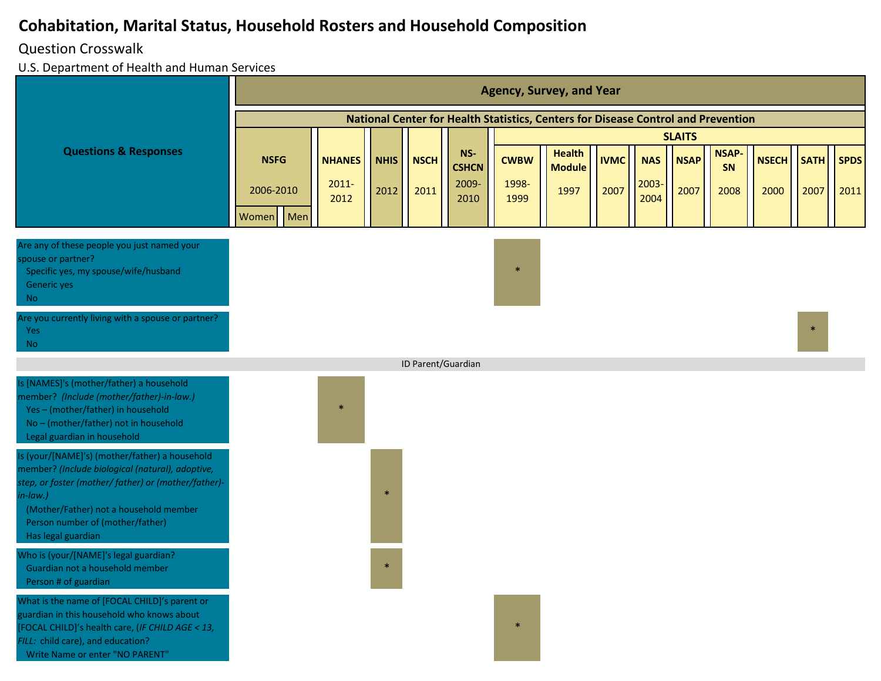# Cohabitation, Marital Status, Household Rosters and Household Composition

Question Crosswalk

U.S. Department of Health and Human Services

| Questions & Responses | NSFG 2006-2010 Women | NSFG 2006-2010 Men | NHANES 2011-2012 | NHIS 2012 | NSCH 2011 | NS-CSHCN 2009-2010 | SLAITS CWBW 1998-1999 | SLAITS Health Module 1997 | SLAITS IVMC 2007 | SLAITS NAS 2003-2004 | SLAITS NSAP 2007 | SLAITS NSAP-SN 2008 | SLAITS NSECH 2000 | SLAITS SATH 2007 | SLAITS SPDS 2011 |
|---|---|---|---|---|---|---|---|---|---|---|---|---|---|---|---|
| Are any of these people you just named your spouse or partner?<br>Specific yes, my spouse/wife/husband<br>Generic yes<br>No | | | | | | | * | | | | | | | | |
| Are you currently living with a spouse or partner?<br>Yes<br>No | | | | | | | | | | | | | | * | |
| **ID Parent/Guardian** | | | | | | | | | | | | | | | |
| Is [NAMES]'s (mother/father) a household member? *(Include (mother/father)-in-law.)*<br>Yes – (mother/father) in household<br>No – (mother/father) not in household<br>Legal guardian in household | | | * | | | | | | | | | | | | |
| Is (your/[NAME]'s) (mother/father) a household member? *(Include biological (natural), adoptive, step, or foster (mother/ father) or (mother/father)-in-law.)*<br>(Mother/Father) not a household member<br>Person number of (mother/father)<br>Has legal guardian | | | | * | | | | | | | | | | | |
| Who is (your/[NAME]'s legal guardian?<br>Guardian not a household member<br>Person # of guardian | | | | * | | | | | | | | | | | |
| What is the name of [FOCAL CHILD]'s parent or guardian in this household who knows about [FOCAL CHILD]'s health care, (*IF CHILD AGE < 13, FILL:* child care), and education?<br>Write Name or enter "NO PARENT" | | | | | | | * | | | | | | | | |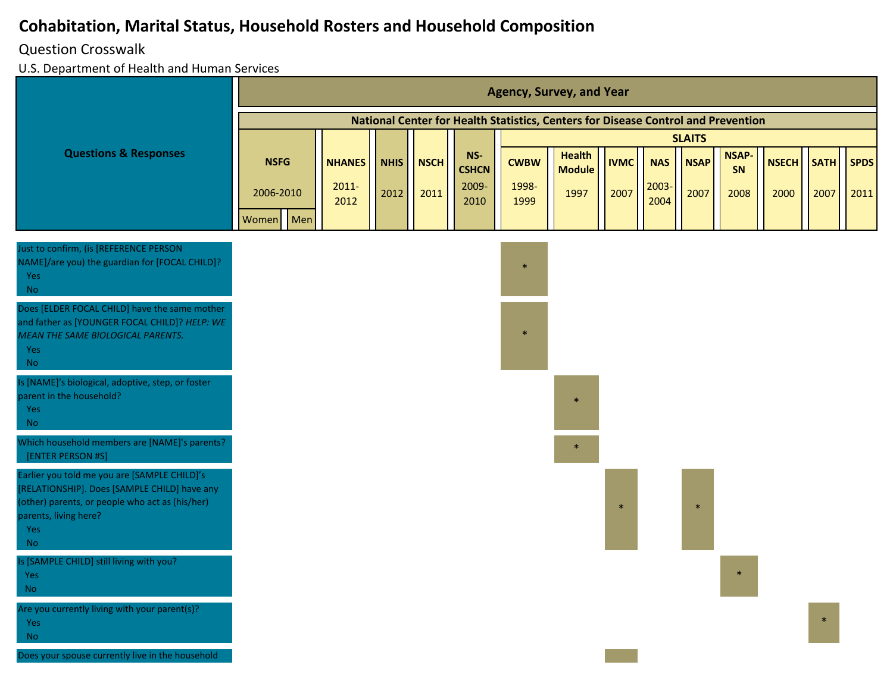# Cohabitation, Marital Status, Household Rosters and Household Composition

Question Crosswalk

U.S. Department of Health and Human Services

| Questions & Responses | NSFG 2006-2010 Women | NSFG 2006-2010 Men | NHANES 2011-2012 | NHIS 2012 | NSCH 2011 | NS-CSHCN 2009-2010 | CWBW 1998-1999 | Health Module 1997 | IVMC 2007 | NAS 2003-2004 | NSAP 2007 | NSAP-SN 2008 | NSECH 2000 | SATH 2007 | SPDS 2011 |
|---|---|---|---|---|---|---|---|---|---|---|---|---|---|---|---|
| Just to confirm, (is [REFERENCE PERSON NAME]/are you) the guardian for [FOCAL CHILD]?<br>Yes<br>No | | | | | | | * | | | | | | | | |
| Does [ELDER FOCAL CHILD] have the same mother and father as [YOUNGER FOCAL CHILD]? *HELP: WE MEAN THE SAME BIOLOGICAL PARENTS.*<br>Yes<br>No | | | | | | | * | | | | | | | | |
| Is [NAME]'s biological, adoptive, step, or foster parent in the household?<br>Yes<br>No | | | | | | | | * | | | | | | | |
| Which household members are [NAME]'s parents?<br>[ENTER PERSON #S] | | | | | | | | * | | | | | | | |
| Earlier you told me you are [SAMPLE CHILD]'s [RELATIONSHIP]. Does [SAMPLE CHILD] have any (other) parents, or people who act as (his/her) parents, living here?<br>Yes<br>No | | | | | | | | | * | | * | | | | |
| Is [SAMPLE CHILD] still living with you?<br>Yes<br>No | | | | | | | | | | | | * | | | |
| Are you currently living with your parent(s)?<br>Yes<br>No | | | | | | | | | | | | | | * | |
| Does your spouse currently live in the household | | | | | | | | | | | | | | | |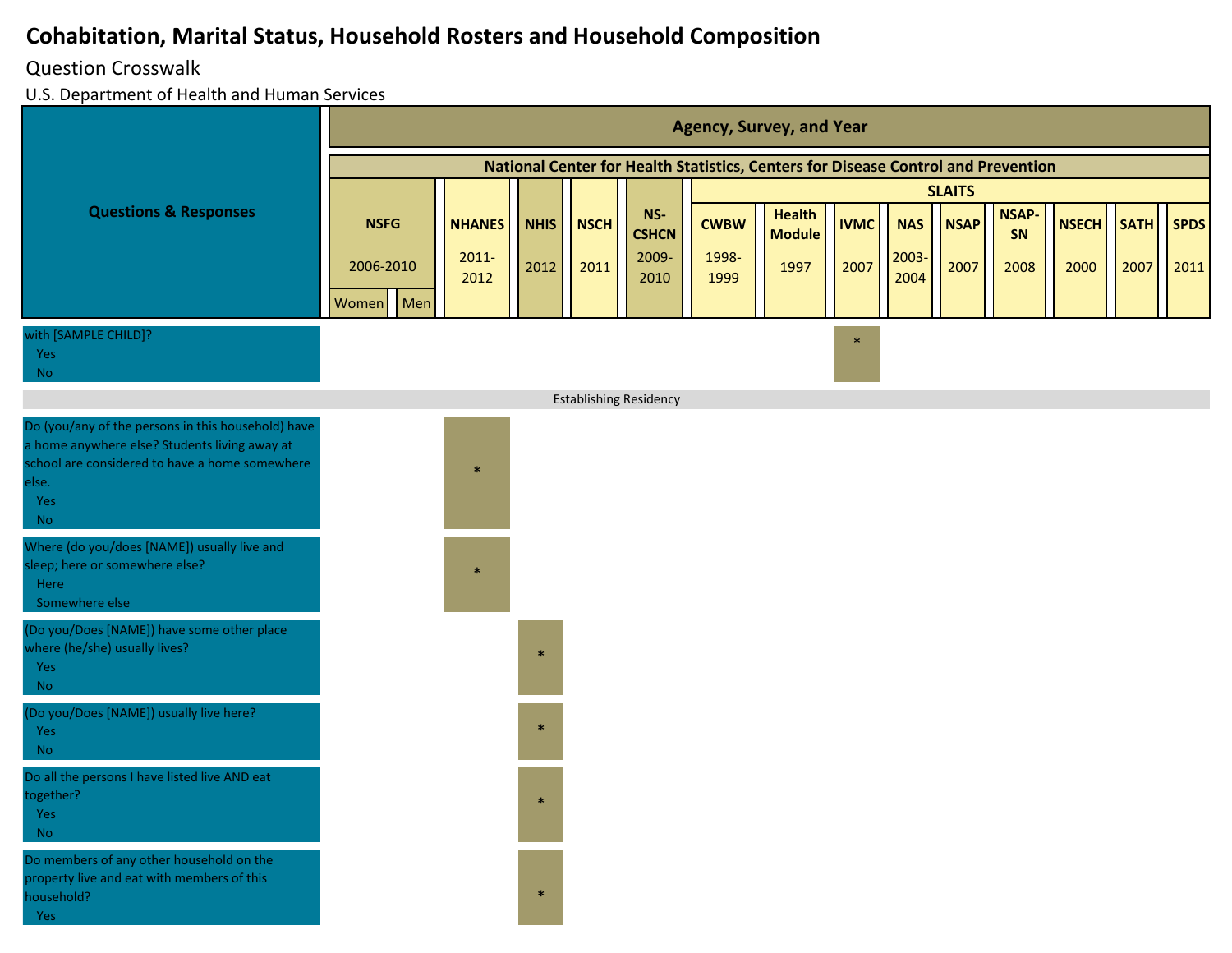# Cohabitation, Marital Status, Household Rosters and Household Composition

Question Crosswalk

U.S. Department of Health and Human Services

| Questions & Responses | NSFG 2006-2010 Women | NSFG 2006-2010 Men | NHANES 2011-2012 | NHIS 2012 | NSCH 2011 | NS-CSHCN 2009-2010 | CWBW 1998-1999 | Health Module 1997 | IVMC 2007 | NAS 2003-2004 | NSAP 2007 | NSAP-SN 2008 | NSECH 2000 | SATH 2007 | SPDS 2011 |
|---|---|---|---|---|---|---|---|---|---|---|---|---|---|---|---|
| with [SAMPLE CHILD]?<br>Yes<br>No | | | | | | | | | * | | | | | | |
| **Establishing Residency** | | | | | | | | | | | | | | | |
| Do (you/any of the persons in this household) have a home anywhere else? Students living away at school are considered to have a home somewhere else.<br>Yes<br>No | | | * | | | | | | | | | | | | |
| Where (do you/does [NAME]) usually live and sleep; here or somewhere else?<br>Here<br>Somewhere else | | | * | | | | | | | | | | | | |
| (Do you/Does [NAME]) have some other place where (he/she) usually lives?<br>Yes<br>No | | | | * | | | | | | | | | | | |
| (Do you/Does [NAME]) usually live here?<br>Yes<br>No | | | | * | | | | | | | | | | | |
| Do all the persons I have listed live AND eat together?<br>Yes<br>No | | | | * | | | | | | | | | | | |
| Do members of any other household on the property live and eat with members of this household?<br>Yes | | | | * | | | | | | | | | | | |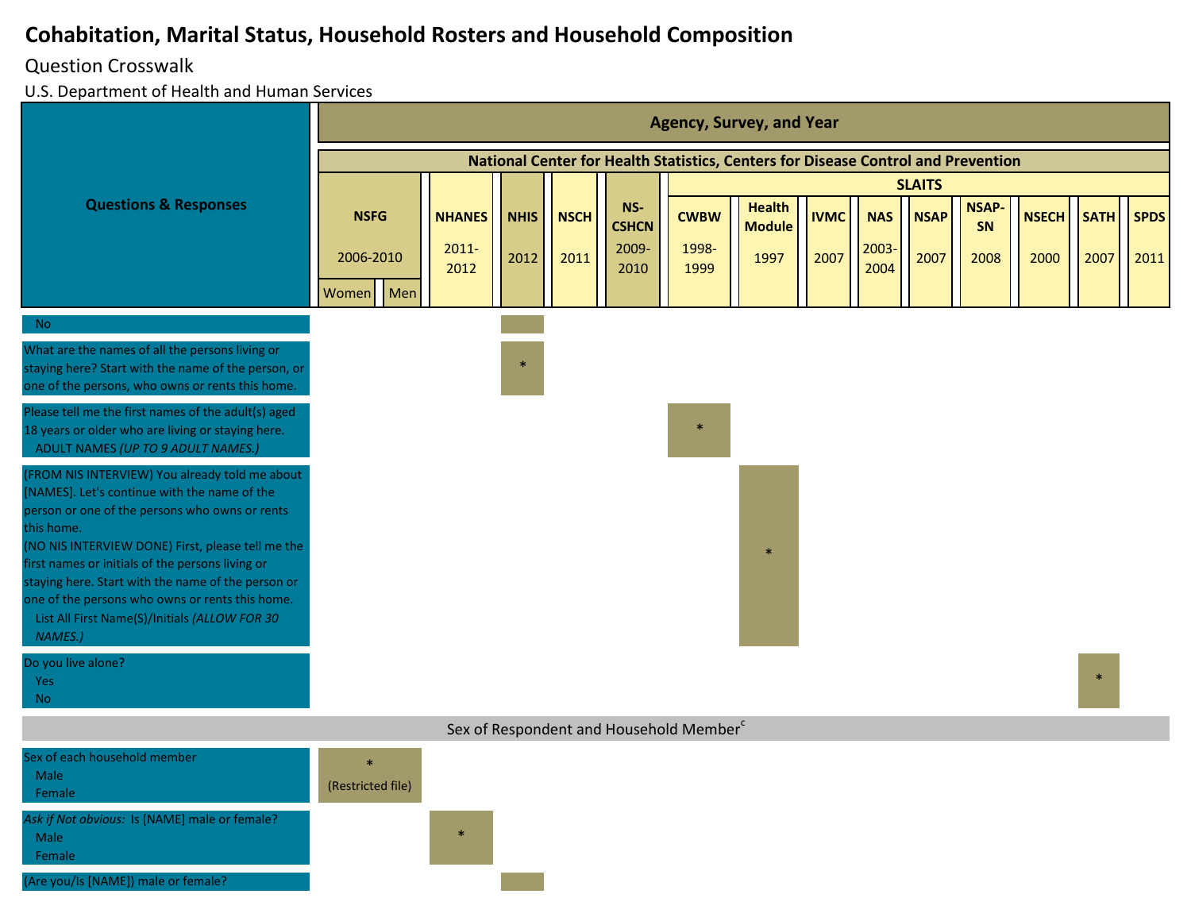# Cohabitation, Marital Status, Household Rosters and Household Composition

Question Crosswalk

U.S. Department of Health and Human Services

| Questions & Responses | NSFG 2006-2010 Women | NSFG 2006-2010 Men | NHANES 2011-2012 | NHIS 2012 | NSCH 2011 | NS-CSHCN 2009-2010 | SLAITS CWBW 1998-1999 | SLAITS Health Module 1997 | SLAITS IVMC 2007 | SLAITS NAS 2003-2004 | SLAITS NSAP 2007 | SLAITS NSAP-SN 2008 | SLAITS NSECH 2000 | SLAITS SATH 2007 | SLAITS SPDS 2011 |
|---|---|---|---|---|---|---|---|---|---|---|---|---|---|---|---|
| No | | | | | | | | | | | | | | | |
| What are the names of all the persons living or staying here? Start with the name of the person, or one of the persons, who owns or rents this home. | | | | * | | | | | | | | | | | |
| Please tell me the first names of the adult(s) aged 18 years or older who are living or staying here.<br>ADULT NAMES *(UP TO 9 ADULT NAMES.)* | | | | | | | * | | | | | | | | |
| (FROM NIS INTERVIEW) You already told me about [NAMES]. Let's continue with the name of the person or one of the persons who owns or rents this home.<br>(NO NIS INTERVIEW DONE) First, please tell me the first names or initials of the persons living or staying here. Start with the name of the person or one of the persons who owns or rents this home.<br>List All First Name(S)/Initials *(ALLOW FOR 30 NAMES.)* | | | | | | | | * | | | | | | | |
| Do you live alone?<br>Yes<br>No | | | | | | | | | | | | | | * | |
| **Sex of Respondent and Household Member[c]** | | | | | | | | | | | | | | | |
| Sex of each household member<br>Male<br>Female | * (Restricted file) | | | | | | | | | | | | | | |
| *Ask if Not obvious:* Is [NAME] male or female?<br>Male<br>Female | | | * | | | | | | | | | | | | |
| (Are you/Is [NAME]) male or female? | | | | | | | | | | | | | | | |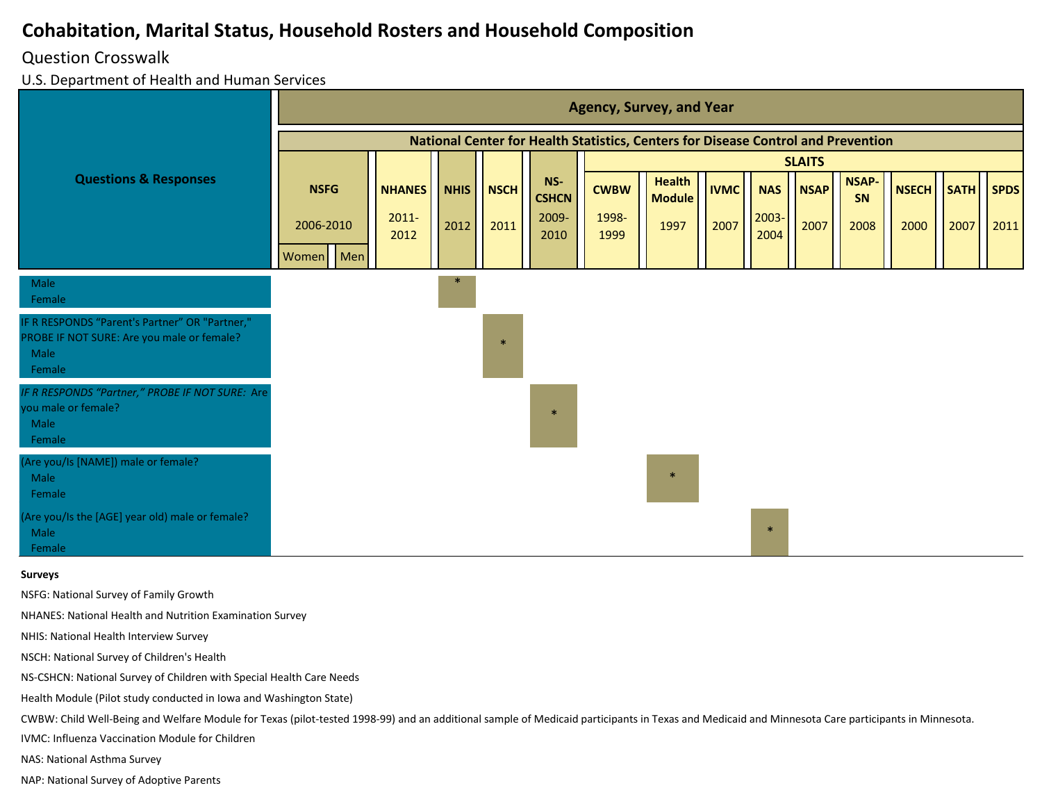# Cohabitation, Marital Status, Household Rosters and Household Composition

Question Crosswalk

U.S. Department of Health and Human Services

| Questions & Responses | NSFG 2006-2010 Women | NSFG 2006-2010 Men | NHANES 2011-2012 | NHIS 2012 | NSCH 2011 | NS-CSHCN 2009-2010 | SLAITS CWBW 1998-1999 | SLAITS Health Module 1997 | SLAITS IVMC 2007 | SLAITS NAS 2003-2004 | SLAITS NSAP 2007 | SLAITS NSAP-SN 2008 | SLAITS NSECH 2000 | SLAITS SATH 2007 | SLAITS SPDS 2011 |
|---|---|---|---|---|---|---|---|---|---|---|---|---|---|---|---|
| Male<br>Female | | | | * | | | | | | | | | | | |
| IF R RESPONDS "Parent's Partner" OR "Partner," PROBE IF NOT SURE: Are you male or female?<br>Male<br>Female | | | | | * | | | | | | | | | | |
| *IF R RESPONDS "Partner," PROBE IF NOT SURE:* Are you male or female?<br>Male<br>Female | | | | | | * | | | | | | | | | |
| (Are you/Is [NAME]) male or female?<br>Male<br>Female | | | | | | | | * | | | | | | | |
| (Are you/Is the [AGE] year old) male or female?<br>Male<br>Female | | | | | | | | | | * | | | | | |

**Surveys**

NSFG: National Survey of Family Growth

NHANES: National Health and Nutrition Examination Survey

NHIS: National Health Interview Survey

NSCH: National Survey of Children's Health

NS-CSHCN: National Survey of Children with Special Health Care Needs

Health Module (Pilot study conducted in Iowa and Washington State)

CWBW: Child Well-Being and Welfare Module for Texas (pilot-tested 1998-99) and an additional sample of Medicaid participants in Texas and Medicaid and Minnesota Care participants in Minnesota.

IVMC: Influenza Vaccination Module for Children

NAS: National Asthma Survey

NAP: National Survey of Adoptive Parents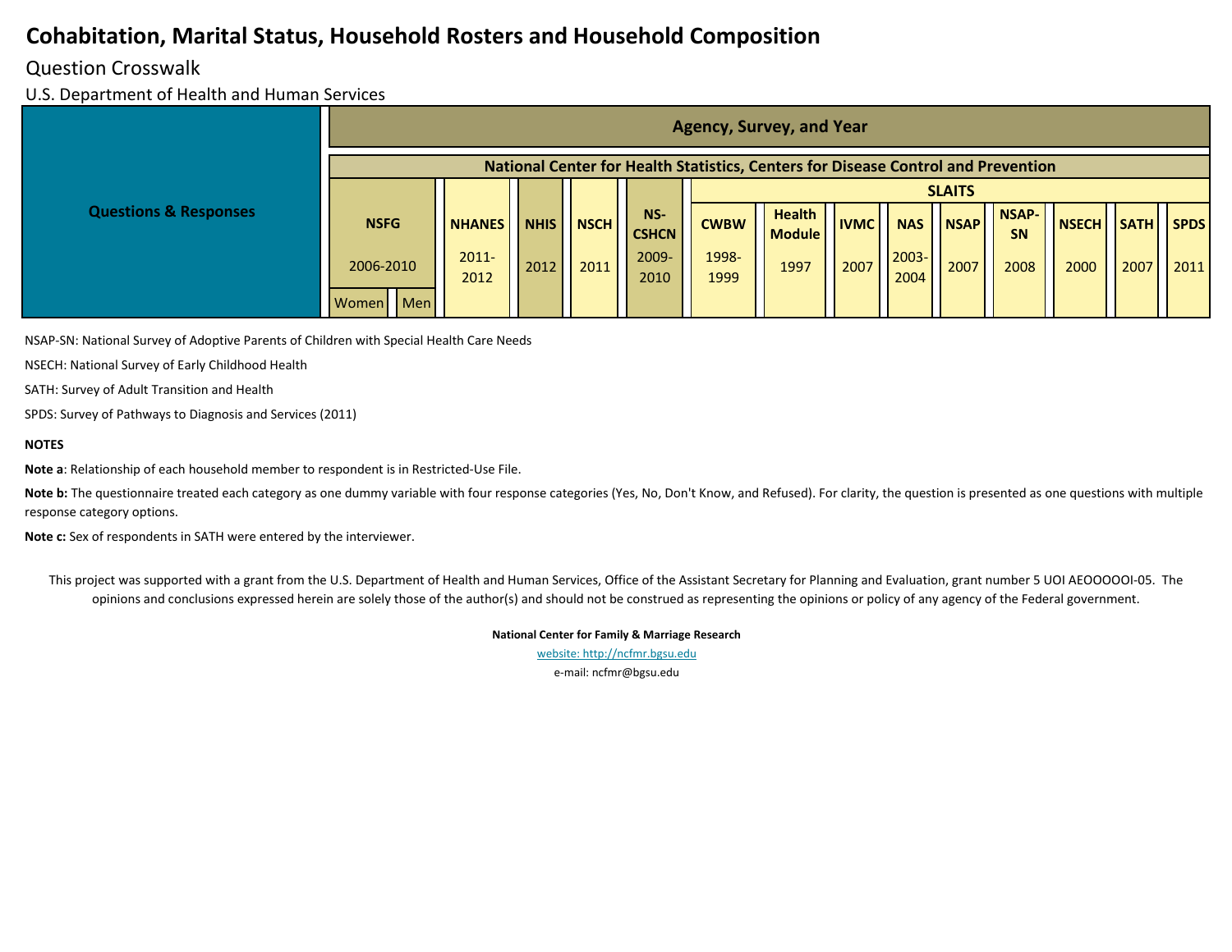# Cohabitation, Marital Status, Household Rosters and Household Composition

Question Crosswalk

U.S. Department of Health and Human Services

| Questions & Responses | Agency, Survey, and Year | | | | | | | | | | | | | | | |
|---|---|---|---|---|---|---|---|---|---|---|---|---|---|---|---|---|
| | National Center for Health Statistics, Centers for Disease Control and Prevention | | | | | | | | | | | | | | | |
| | NSFG 2006-2010 | | NHANES 2011-2012 | NHIS 2012 | NSCH 2011 | NS-CSHCN 2009-2010 | SLAITS | | | | | | | | | |
| | Women | Men | | | | | CWBW 1998-1999 | Health Module 1997 | IVMC 2007 | NAS 2003-2004 | NSAP 2007 | NSAP-SN 2008 | NSECH 2000 | SATH 2007 | SPDS 2011 |

NSAP-SN: National Survey of Adoptive Parents of Children with Special Health Care Needs

NSECH: National Survey of Early Childhood Health

SATH: Survey of Adult Transition and Health

SPDS: Survey of Pathways to Diagnosis and Services (2011)

**NOTES**

**Note a**: Relationship of each household member to respondent is in Restricted-Use File.

**Note b:** The questionnaire treated each category as one dummy variable with four response categories (Yes, No, Don't Know, and Refused). For clarity, the question is presented as one questions with multiple response category options.

**Note c:** Sex of respondents in SATH were entered by the interviewer.

This project was supported with a grant from the U.S. Department of Health and Human Services, Office of the Assistant Secretary for Planning and Evaluation, grant number 5 UOI AEOOOOOI-05. The opinions and conclusions expressed herein are solely those of the author(s) and should not be construed as representing the opinions or policy of any agency of the Federal government.

**National Center for Family & Marriage Research**

website: http://ncfmr.bgsu.edu

e-mail: ncfmr@bgsu.edu